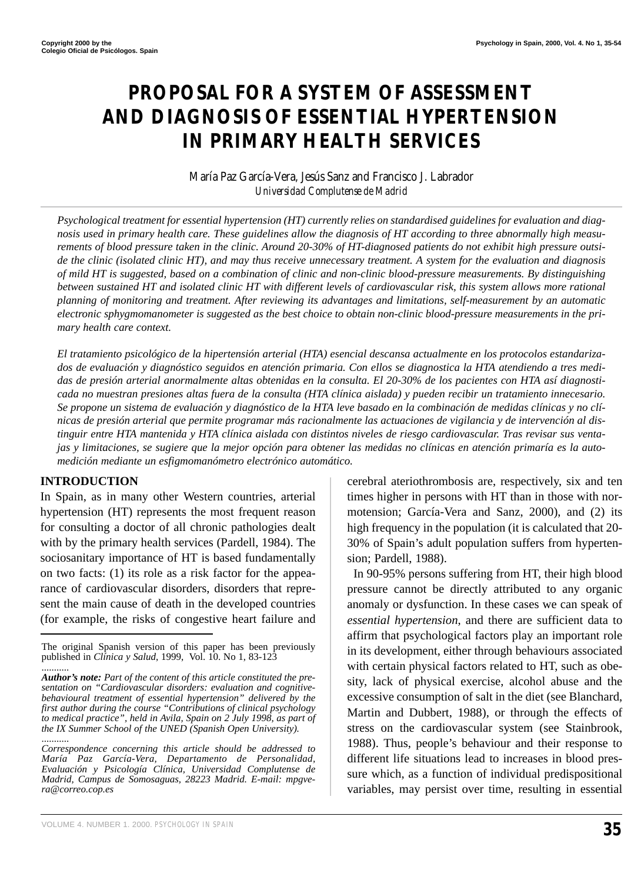# PROPOSAL FOR A SYSTEM OF ASSESSMENT AND DIAGNOSIS OF ESSENTIAL HYPERTENSION IN PRIMARY HEALTH SERVICES

María Paz García-Vera, Jesús Sanz and Francisco J. Labrador

*Universidad Complutense de Madrid*

*Psychological treatment for essential hypertension (HT) currently relies on standardised guidelines for evaluation and diagnosis used in primary health care. These guidelines allow the diagnosis of HT according to three abnormally high measurements of blood pressure taken in the clinic. Around 20-30% of HT-diagnosed patients do not exhibit high pressure outside the clinic (isolated clinic HT), and may thus receive unnecessary treatment. A system for the evaluation and diagnosis of mild HT is suggested, based on a combination of clinic and non-clinic blood-pressure measurements. By distinguishing between sustained HT and isolated clinic HT with different levels of cardiovascular risk, this system allows more rational planning of monitoring and treatment. After reviewing its advantages and limitations, self-measurement by an automatic electronic sphygmomanometer is suggested as the best choice to obtain non-clinic blood-pressure measurements in the primary health care context.*

*El tratamiento psicológico de la hipertensión arterial (HTA) esencial descansa actualmente en los protocolos estandarizados de evaluación y diagnóstico seguidos en atención primaria. Con ellos se diagnostica la HTA atendiendo a tres medidas de presión arterial anormalmente altas obtenidas en la consulta. El 20-30% de los pacientes con HTA así diagnosticada no muestran presiones altas fuera de la consulta (HTA clínica aislada) y pueden recibir un tratamiento innecesario. Se propone un sistema de evaluación y diagnóstico de la HTA leve basado en la combinación de medidas clínicas y no clínicas de presión arterial que permite programar más racionalmente las actuaciones de vigilancia y de intervención al distinguir entre HTA mantenida y HTA clínica aislada con distintos niveles de riesgo cardiovascular. Tras revisar sus ventajas y limitaciones, se sugiere que la mejor opción para obtener las medidas no clínicas en atención primaría es la automedición mediante un esfigmomanómetro electrónico automático.*

## INTRODUCTION

In Spain, as in many other Western countries, arterial hypertension (HT) represents the most frequent reason for consulting a doctor of all chronic pathologies dealt with by the primary health services (Pardell, 1984). The sociosanitary importance of HT is based fundamentally on two facts: (1) its role as a risk factor for the appearance of cardiovascular disorders, disorders that represent the main cause of death in the developed countries (for example, the risks of congestive heart failure and cerebral ateriothrombosis are, respectively, six and ten times higher in persons with HT than in those with normotension; García-Vera and Sanz, 2000), and (2) its high frequency in the population (it is calculated that 20-30% of Spain's adult population suffers from hypertension; Pardell, 1988).

In 90-95% persons suffering from HT, their high blood pressure cannot be directly attributed to any organic anomaly or dysfunction. In these cases we can speak of *essential hypertension*, and there are sufficient data to affirm that psychological factors play an important role in its development, either through behaviours associated with certain physical factors related to HT, such as obesity, lack of physical exercise, alcohol abuse and the excessive consumption of salt in the diet (see Blanchard, Martin and Dubbert, 1988), or through the effects of stress on the cardiovascular system (see Stainbrook, 1988). Thus, people's behaviour and their response to different life situations lead to increases in blood pressure which, as a function of individual predispositional variables, may persist over time, resulting in essential

---

The original Spanish version of this paper has been previously published in *Clínica y Salud*, 1999, Vol. 10. No 1, 83-123

...........

***Author's note:*** *Part of the content of this article constituted the presentation on "Cardiovascular disorders: evaluation and cognitive-behavioural treatment of essential hypertension" delivered by the first author during the course "Contributions of clinical psychology to medical practice", held in Avila, Spain on 2 July 1998, as part of the IX Summer School of the UNED (Spanish Open University).*

...........

*Correspondence concerning this article should be addressed to María Paz García-Vera, Departamento de Personalidad, Evaluación y Psicología Clínica, Universidad Complutense de Madrid, Campus de Somosaguas, 28223 Madrid. E-mail: mpgvera@correo.cop.es*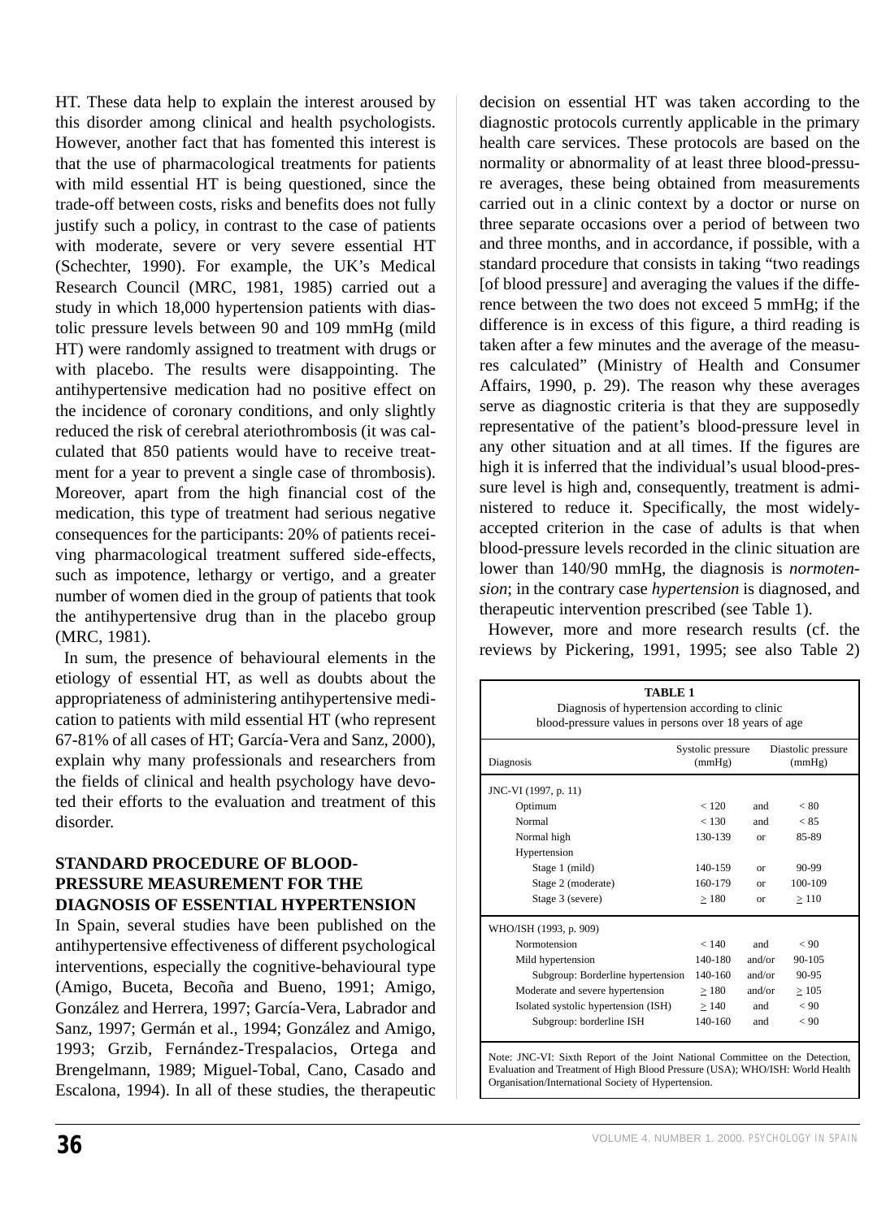HT. These data help to explain the interest aroused by this disorder among clinical and health psychologists. However, another fact that has fomented this interest is that the use of pharmacological treatments for patients with mild essential HT is being questioned, since the trade-off between costs, risks and benefits does not fully justify such a policy, in contrast to the case of patients with moderate, severe or very severe essential HT (Schechter, 1990). For example, the UK's Medical Research Council (MRC, 1981, 1985) carried out a study in which 18,000 hypertension patients with diastolic pressure levels between 90 and 109 mmHg (mild HT) were randomly assigned to treatment with drugs or with placebo. The results were disappointing. The antihypertensive medication had no positive effect on the incidence of coronary conditions, and only slightly reduced the risk of cerebral ateriothrombosis (it was calculated that 850 patients would have to receive treatment for a year to prevent a single case of thrombosis). Moreover, apart from the high financial cost of the medication, this type of treatment had serious negative consequences for the participants: 20% of patients receiving pharmacological treatment suffered side-effects, such as impotence, lethargy or vertigo, and a greater number of women died in the group of patients that took the antihypertensive drug than in the placebo group (MRC, 1981).

In sum, the presence of behavioural elements in the etiology of essential HT, as well as doubts about the appropriateness of administering antihypertensive medication to patients with mild essential HT (who represent 67-81% of all cases of HT; García-Vera and Sanz, 2000), explain why many professionals and researchers from the fields of clinical and health psychology have devoted their efforts to the evaluation and treatment of this disorder.

## STANDARD PROCEDURE OF BLOOD-PRESSURE MEASUREMENT FOR THE DIAGNOSIS OF ESSENTIAL HYPERTENSION

In Spain, several studies have been published on the antihypertensive effectiveness of different psychological interventions, especially the cognitive-behavioural type (Amigo, Buceta, Becoña and Bueno, 1991; Amigo, González and Herrera, 1997; García-Vera, Labrador and Sanz, 1997; Germán et al., 1994; González and Amigo, 1993; Grzib, Fernández-Trespalacios, Ortega and Brengelmann, 1989; Miguel-Tobal, Cano, Casado and Escalona, 1994). In all of these studies, the therapeutic decision on essential HT was taken according to the diagnostic protocols currently applicable in the primary health care services. These protocols are based on the normality or abnormality of at least three blood-pressure averages, these being obtained from measurements carried out in a clinic context by a doctor or nurse on three separate occasions over a period of between two and three months, and in accordance, if possible, with a standard procedure that consists in taking "two readings [of blood pressure] and averaging the values if the difference between the two does not exceed 5 mmHg; if the difference is in excess of this figure, a third reading is taken after a few minutes and the average of the measures calculated" (Ministry of Health and Consumer Affairs, 1990, p. 29). The reason why these averages serve as diagnostic criteria is that they are supposedly representative of the patient's blood-pressure level in any other situation and at all times. If the figures are high it is inferred that the individual's usual blood-pressure level is high and, consequently, treatment is administered to reduce it. Specifically, the most widely-accepted criterion in the case of adults is that when blood-pressure levels recorded in the clinic situation are lower than 140/90 mmHg, the diagnosis is *normotension*; in the contrary case *hypertension* is diagnosed, and therapeutic intervention prescribed (see Table 1).

However, more and more research results (cf. the reviews by Pickering, 1991, 1995; see also Table 2)

**TABLE 1**
Diagnosis of hypertension according to clinic blood-pressure values in persons over 18 years of age

| Diagnosis | Systolic pressure (mmHg) | | Diastolic pressure (mmHg) |
|---|---|---|---|
| JNC-VI (1997, p. 11) | | | |
| Optimum | < 120 | and | < 80 |
| Normal | < 130 | and | < 85 |
| Normal high | 130-139 | or | 85-89 |
| Hypertension | | | |
| Stage 1 (mild) | 140-159 | or | 90-99 |
| Stage 2 (moderate) | 160-179 | or | 100-109 |
| Stage 3 (severe) | ≥ 180 | or | ≥ 110 |
| WHO/ISH (1993, p. 909) | | | |
| Normotension | < 140 | and | < 90 |
| Mild hypertension | 140-180 | and/or | 90-105 |
| Subgroup: Borderline hypertension | 140-160 | and/or | 90-95 |
| Moderate and severe hypertension | ≥ 180 | and/or | ≥ 105 |
| Isolated systolic hypertension (ISH) | ≥ 140 | and | < 90 |
| Subgroup: borderline ISH | 140-160 | and | < 90 |

Note: JNC-VI: Sixth Report of the Joint National Committee on the Detection, Evaluation and Treatment of High Blood Pressure (USA); WHO/ISH: World Health Organisation/International Society of Hypertension.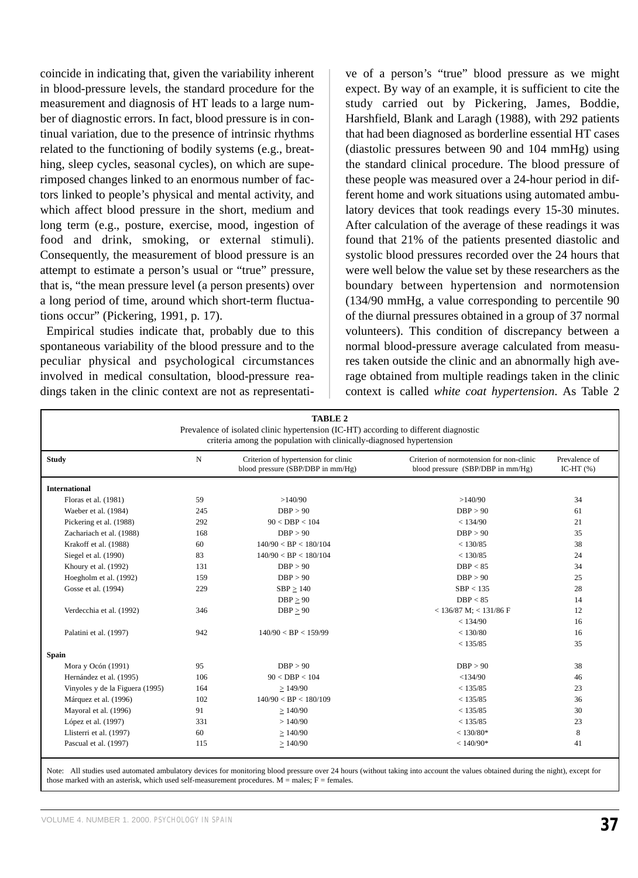coincide in indicating that, given the variability inherent in blood-pressure levels, the standard procedure for the measurement and diagnosis of HT leads to a large number of diagnostic errors. In fact, blood pressure is in continual variation, due to the presence of intrinsic rhythms related to the functioning of bodily systems (e.g., breathing, sleep cycles, seasonal cycles), on which are superimposed changes linked to an enormous number of factors linked to people's physical and mental activity, and which affect blood pressure in the short, medium and long term (e.g., posture, exercise, mood, ingestion of food and drink, smoking, or external stimuli). Consequently, the measurement of blood pressure is an attempt to estimate a person's usual or "true" pressure, that is, "the mean pressure level (a person presents) over a long period of time, around which short-term fluctuations occur" (Pickering, 1991, p. 17).

Empirical studies indicate that, probably due to this spontaneous variability of the blood pressure and to the peculiar physical and psychological circumstances involved in medical consultation, blood-pressure readings taken in the clinic context are not as representative of a person's "true" blood pressure as we might expect. By way of an example, it is sufficient to cite the study carried out by Pickering, James, Boddie, Harshfield, Blank and Laragh (1988), with 292 patients that had been diagnosed as borderline essential HT cases (diastolic pressures between 90 and 104 mmHg) using the standard clinical procedure. The blood pressure of these people was measured over a 24-hour period in different home and work situations using automated ambulatory devices that took readings every 15-30 minutes. After calculation of the average of these readings it was found that 21% of the patients presented diastolic and systolic blood pressures recorded over the 24 hours that were well below the value set by these researchers as the boundary between hypertension and normotension (134/90 mmHg, a value corresponding to percentile 90 of the diurnal pressures obtained in a group of 37 normal volunteers). This condition of discrepancy between a normal blood-pressure average calculated from measures taken outside the clinic and an abnormally high average obtained from multiple readings taken in the clinic context is called *white coat hypertension*. As Table 2

**TABLE 2**
Prevalence of isolated clinic hypertension (IC-HT) according to different diagnostic criteria among the population with clinically-diagnosed hypertension

| Study | N | Criterion of hypertension for clinic blood pressure (SBP/DBP in mm/Hg) | Criterion of normotension for non-clinic blood pressure (SBP/DBP in mm/Hg) | Prevalence of IC-HT (%) |
|---|---|---|---|---|
| **International** | | | | |
| Floras et al. (1981) | 59 | >140/90 | >140/90 | 34 |
| Waeber et al. (1984) | 245 | DBP > 90 | DBP > 90 | 61 |
| Pickering et al. (1988) | 292 | 90 < DBP < 104 | < 134/90 | 21 |
| Zachariach et al. (1988) | 168 | DBP > 90 | DBP > 90 | 35 |
| Krakoff et al. (1988) | 60 | 140/90 < BP < 180/104 | < 130/85 | 38 |
| Siegel et al. (1990) | 83 | 140/90 < BP < 180/104 | < 130/85 | 24 |
| Khoury et al. (1992) | 131 | DBP > 90 | DBP < 85 | 34 |
| Hoegholm et al. (1992) | 159 | DBP > 90 | DBP > 90 | 25 |
| Gosse et al. (1994) | 229 | SBP ≥ 140 | SBP < 135 | 28 |
| | | DBP ≥ 90 | DBP < 85 | 14 |
| Verdecchia et al. (1992) | 346 | DBP ≥ 90 | < 136/87 M; < 131/86 F | 12 |
| | | | < 134/90 | 16 |
| Palatini et al. (1997) | 942 | 140/90 < BP < 159/99 | < 130/80 | 16 |
| | | | < 135/85 | 35 |
| **Spain** | | | | |
| Mora y Ocón (1991) | 95 | DBP > 90 | DBP > 90 | 38 |
| Hernández et al. (1995) | 106 | 90 < DBP < 104 | <134/90 | 46 |
| Vinyoles y de la Figuera (1995) | 164 | ≥ 149/90 | < 135/85 | 23 |
| Márquez et al. (1996) | 102 | 140/90 < BP < 180/109 | < 135/85 | 36 |
| Mayoral et al. (1996) | 91 | ≥ 140/90 | < 135/85 | 30 |
| López et al. (1997) | 331 | > 140/90 | < 135/85 | 23 |
| Llisterri et al. (1997) | 60 | ≥ 140/90 | < 130/80* | 8 |
| Pascual et al. (1997) | 115 | ≥ 140/90 | < 140/90* | 41 |

Note: All studies used automated ambulatory devices for monitoring blood pressure over 24 hours (without taking into account the values obtained during the night), except for those marked with an asterisk, which used self-measurement procedures. M = males; F = females.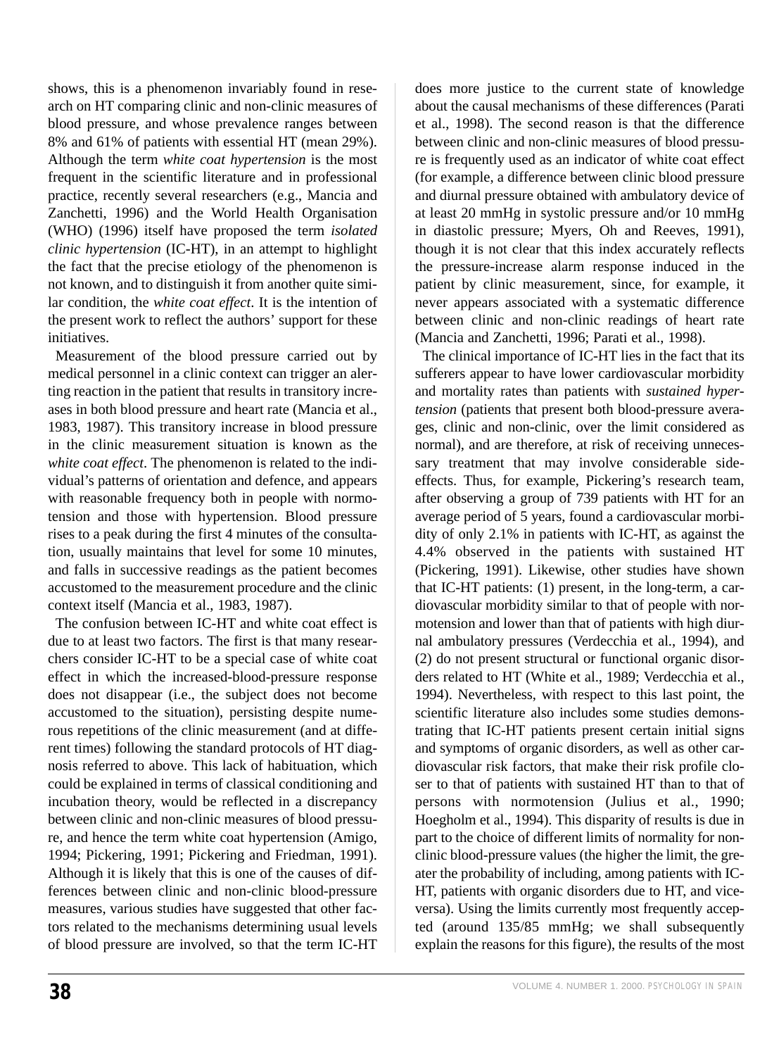shows, this is a phenomenon invariably found in research on HT comparing clinic and non-clinic measures of blood pressure, and whose prevalence ranges between 8% and 61% of patients with essential HT (mean 29%). Although the term *white coat hypertension* is the most frequent in the scientific literature and in professional practice, recently several researchers (e.g., Mancia and Zanchetti, 1996) and the World Health Organisation (WHO) (1996) itself have proposed the term *isolated clinic hypertension* (IC-HT), in an attempt to highlight the fact that the precise etiology of the phenomenon is not known, and to distinguish it from another quite similar condition, the *white coat effect*. It is the intention of the present work to reflect the authors' support for these initiatives.

Measurement of the blood pressure carried out by medical personnel in a clinic context can trigger an alerting reaction in the patient that results in transitory increases in both blood pressure and heart rate (Mancia et al., 1983, 1987). This transitory increase in blood pressure in the clinic measurement situation is known as the *white coat effect*. The phenomenon is related to the individual's patterns of orientation and defence, and appears with reasonable frequency both in people with normotension and those with hypertension. Blood pressure rises to a peak during the first 4 minutes of the consultation, usually maintains that level for some 10 minutes, and falls in successive readings as the patient becomes accustomed to the measurement procedure and the clinic context itself (Mancia et al., 1983, 1987).

The confusion between IC-HT and white coat effect is due to at least two factors. The first is that many researchers consider IC-HT to be a special case of white coat effect in which the increased-blood-pressure response does not disappear (i.e., the subject does not become accustomed to the situation), persisting despite numerous repetitions of the clinic measurement (and at different times) following the standard protocols of HT diagnosis referred to above. This lack of habituation, which could be explained in terms of classical conditioning and incubation theory, would be reflected in a discrepancy between clinic and non-clinic measures of blood pressure, and hence the term white coat hypertension (Amigo, 1994; Pickering, 1991; Pickering and Friedman, 1991). Although it is likely that this is one of the causes of differences between clinic and non-clinic blood-pressure measures, various studies have suggested that other factors related to the mechanisms determining usual levels of blood pressure are involved, so that the term IC-HT does more justice to the current state of knowledge about the causal mechanisms of these differences (Parati et al., 1998). The second reason is that the difference between clinic and non-clinic measures of blood pressure is frequently used as an indicator of white coat effect (for example, a difference between clinic blood pressure and diurnal pressure obtained with ambulatory device of at least 20 mmHg in systolic pressure and/or 10 mmHg in diastolic pressure; Myers, Oh and Reeves, 1991), though it is not clear that this index accurately reflects the pressure-increase alarm response induced in the patient by clinic measurement, since, for example, it never appears associated with a systematic difference between clinic and non-clinic readings of heart rate (Mancia and Zanchetti, 1996; Parati et al., 1998).

The clinical importance of IC-HT lies in the fact that its sufferers appear to have lower cardiovascular morbidity and mortality rates than patients with *sustained hypertension* (patients that present both blood-pressure averages, clinic and non-clinic, over the limit considered as normal), and are therefore, at risk of receiving unnecessary treatment that may involve considerable side-effects. Thus, for example, Pickering's research team, after observing a group of 739 patients with HT for an average period of 5 years, found a cardiovascular morbidity of only 2.1% in patients with IC-HT, as against the 4.4% observed in the patients with sustained HT (Pickering, 1991). Likewise, other studies have shown that IC-HT patients: (1) present, in the long-term, a cardiovascular morbidity similar to that of people with normotension and lower than that of patients with high diurnal ambulatory pressures (Verdecchia et al., 1994), and (2) do not present structural or functional organic disorders related to HT (White et al., 1989; Verdecchia et al., 1994). Nevertheless, with respect to this last point, the scientific literature also includes some studies demonstrating that IC-HT patients present certain initial signs and symptoms of organic disorders, as well as other cardiovascular risk factors, that make their risk profile closer to that of patients with sustained HT than to that of persons with normotension (Julius et al., 1990; Hoegholm et al., 1994). This disparity of results is due in part to the choice of different limits of normality for non-clinic blood-pressure values (the higher the limit, the greater the probability of including, among patients with IC-HT, patients with organic disorders due to HT, and vice-versa). Using the limits currently most frequently accepted (around 135/85 mmHg; we shall subsequently explain the reasons for this figure), the results of the most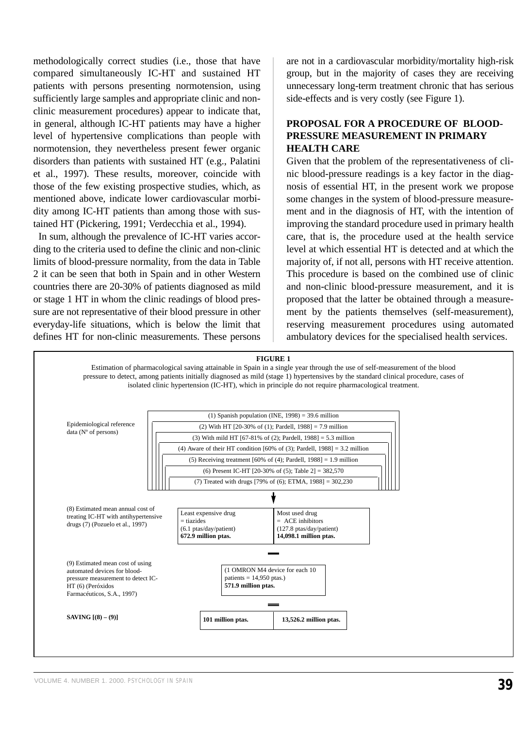methodologically correct studies (i.e., those that have compared simultaneously IC-HT and sustained HT patients with persons presenting normotension, using sufficiently large samples and appropriate clinic and non-clinic measurement procedures) appear to indicate that, in general, although IC-HT patients may have a higher level of hypertensive complications than people with normotension, they nevertheless present fewer organic disorders than patients with sustained HT (e.g., Palatini et al., 1997). These results, moreover, coincide with those of the few existing prospective studies, which, as mentioned above, indicate lower cardiovascular morbidity among IC-HT patients than among those with sustained HT (Pickering, 1991; Verdecchia et al., 1994).

In sum, although the prevalence of IC-HT varies according to the criteria used to define the clinic and non-clinic limits of blood-pressure normality, from the data in Table 2 it can be seen that both in Spain and in other Western countries there are 20-30% of patients diagnosed as mild or stage 1 HT in whom the clinic readings of blood pressure are not representative of their blood pressure in other everyday-life situations, which is below the limit that defines HT for non-clinic measurements. These persons are not in a cardiovascular morbidity/mortality high-risk group, but in the majority of cases they are receiving unnecessary long-term treatment chronic that has serious side-effects and is very costly (see Figure 1).

## PROPOSAL FOR A PROCEDURE OF BLOOD-PRESSURE MEASUREMENT IN PRIMARY HEALTH CARE

Given that the problem of the representativeness of clinic blood-pressure readings is a key factor in the diagnosis of essential HT, in the present work we propose some changes in the system of blood-pressure measurement and in the diagnosis of HT, with the intention of improving the standard procedure used in primary health care, that is, the procedure used at the health service level at which essential HT is detected and at which the majority of, if not all, persons with HT receive attention. This procedure is based on the combined use of clinic and non-clinic blood-pressure measurement, and it is proposed that the latter be obtained through a measurement by the patients themselves (self-measurement), reserving measurement procedures using automated ambulatory devices for the specialised health services.

**FIGURE 1**

Estimation of pharmacological saving attainable in Spain in a single year through the use of self-measurement of the blood pressure to detect, among patients initially diagnosed as mild (stage 1) hypertensives by the standard clinical procedure, cases of isolated clinic hypertension (IC-HT), which in principle do not require pharmacological treatment.

Epidemiological reference data (Nº of persons)

- (1) Spanish population (INE, 1998) = 39.6 million
- (2) With HT [20-30% of (1); Pardell, 1988] = 7.9 million
- (3) With mild HT [67-81% of (2); Pardell, 1988] = 5.3 million
- (4) Aware of their HT condition [60% of (3); Pardell, 1988] = 3.2 million
- (5) Receiving treatment [60% of (4); Pardell, 1988] = 1.9 million
- (6) Present IC-HT [20-30% of (5); Table 2] = 382,570
- (7) Treated with drugs [79% of (6); ETMA, 1988] = 302,230

| | | |
|---|---|---|
| (8) Estimated mean annual cost of treating IC-HT with antihypertensive drugs (7) (Pozuelo et al., 1997) | Least expensive drug = tiazides (6.1 ptas/day/patient) **672.9 million ptas.** | Most used drug = ACE inhibitors (127.8 ptas/day/patient) **14,098.1 million ptas.** |
| – | | |
| (9) Estimated mean cost of using automated devices for blood-pressure measurement to detect IC-HT (6) (Peróxidos Farmacéuticos, S.A., 1997) | (1 OMRON M4 device for each 10 patients = 14,950 ptas.) **571.9 million ptas.** | |
| = | | |
| **SAVING [(8) – (9)]** | **101 million ptas.** | **13,526.2 million ptas.** |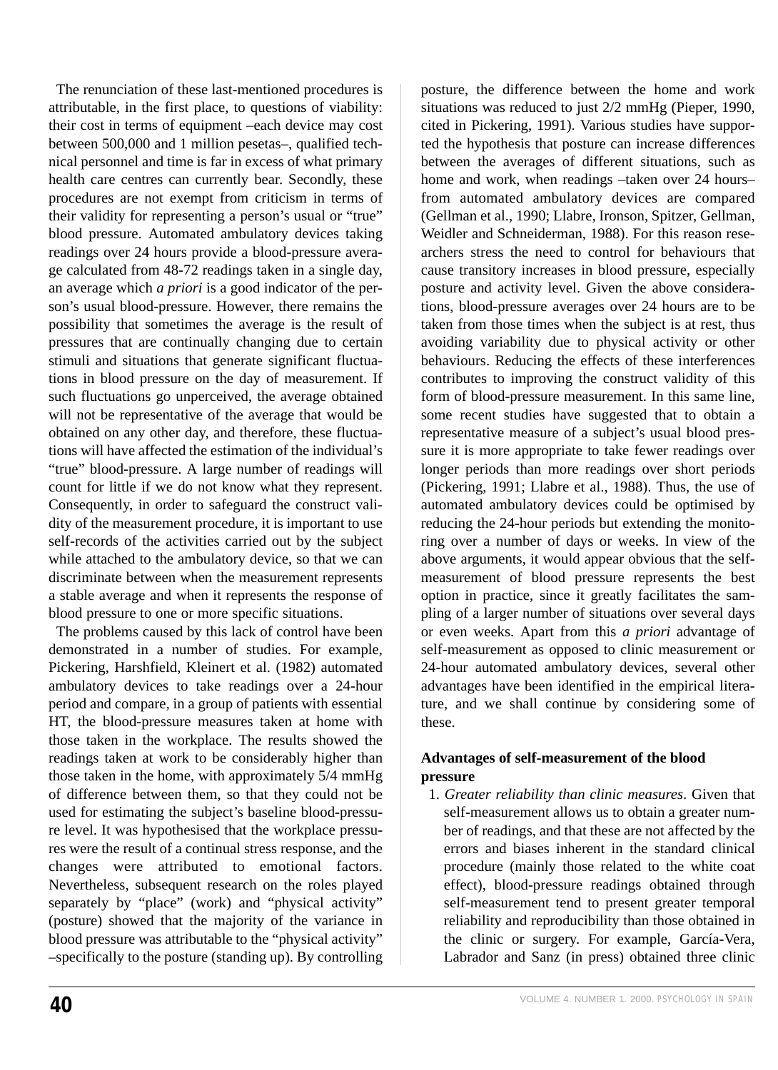The renunciation of these last-mentioned procedures is attributable, in the first place, to questions of viability: their cost in terms of equipment –each device may cost between 500,000 and 1 million pesetas–, qualified technical personnel and time is far in excess of what primary health care centres can currently bear. Secondly, these procedures are not exempt from criticism in terms of their validity for representing a person's usual or "true" blood pressure. Automated ambulatory devices taking readings over 24 hours provide a blood-pressure average calculated from 48-72 readings taken in a single day, an average which *a priori* is a good indicator of the person's usual blood-pressure. However, there remains the possibility that sometimes the average is the result of pressures that are continually changing due to certain stimuli and situations that generate significant fluctuations in blood pressure on the day of measurement. If such fluctuations go unperceived, the average obtained will not be representative of the average that would be obtained on any other day, and therefore, these fluctuations will have affected the estimation of the individual's "true" blood-pressure. A large number of readings will count for little if we do not know what they represent. Consequently, in order to safeguard the construct validity of the measurement procedure, it is important to use self-records of the activities carried out by the subject while attached to the ambulatory device, so that we can discriminate between when the measurement represents a stable average and when it represents the response of blood pressure to one or more specific situations.

The problems caused by this lack of control have been demonstrated in a number of studies. For example, Pickering, Harshfield, Kleinert et al. (1982) automated ambulatory devices to take readings over a 24-hour period and compare, in a group of patients with essential HT, the blood-pressure measures taken at home with those taken in the workplace. The results showed the readings taken at work to be considerably higher than those taken in the home, with approximately 5/4 mmHg of difference between them, so that they could not be used for estimating the subject's baseline blood-pressure level. It was hypothesised that the workplace pressures were the result of a continual stress response, and the changes were attributed to emotional factors. Nevertheless, subsequent research on the roles played separately by "place" (work) and "physical activity" (posture) showed that the majority of the variance in blood pressure was attributable to the "physical activity" –specifically to the posture (standing up). By controlling posture, the difference between the home and work situations was reduced to just 2/2 mmHg (Pieper, 1990, cited in Pickering, 1991). Various studies have supported the hypothesis that posture can increase differences between the averages of different situations, such as home and work, when readings –taken over 24 hours– from automated ambulatory devices are compared (Gellman et al., 1990; Llabre, Ironson, Spitzer, Gellman, Weidler and Schneiderman, 1988). For this reason researchers stress the need to control for behaviours that cause transitory increases in blood pressure, especially posture and activity level. Given the above considerations, blood-pressure averages over 24 hours are to be taken from those times when the subject is at rest, thus avoiding variability due to physical activity or other behaviours. Reducing the effects of these interferences contributes to improving the construct validity of this form of blood-pressure measurement. In this same line, some recent studies have suggested that to obtain a representative measure of a subject's usual blood pressure it is more appropriate to take fewer readings over longer periods than more readings over short periods (Pickering, 1991; Llabre et al., 1988). Thus, the use of automated ambulatory devices could be optimised by reducing the 24-hour periods but extending the monitoring over a number of days or weeks. In view of the above arguments, it would appear obvious that the self-measurement of blood pressure represents the best option in practice, since it greatly facilitates the sampling of a larger number of situations over several days or even weeks. Apart from this *a priori* advantage of self-measurement as opposed to clinic measurement or 24-hour automated ambulatory devices, several other advantages have been identified in the empirical literature, and we shall continue by considering some of these.

**Advantages of self-measurement of the blood pressure**

1. *Greater reliability than clinic measures*. Given that self-measurement allows us to obtain a greater number of readings, and that these are not affected by the errors and biases inherent in the standard clinical procedure (mainly those related to the white coat effect), blood-pressure readings obtained through self-measurement tend to present greater temporal reliability and reproducibility than those obtained in the clinic or surgery. For example, García-Vera, Labrador and Sanz (in press) obtained three clinic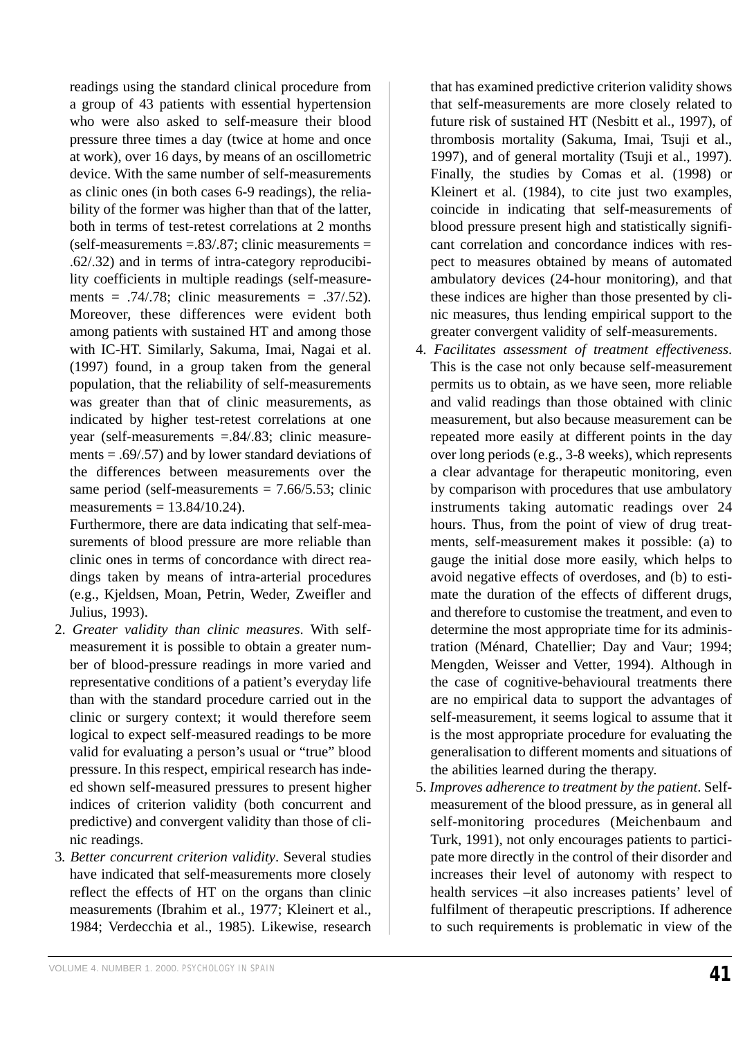readings using the standard clinical procedure from a group of 43 patients with essential hypertension who were also asked to self-measure their blood pressure three times a day (twice at home and once at work), over 16 days, by means of an oscillometric device. With the same number of self-measurements as clinic ones (in both cases 6-9 readings), the reliability of the former was higher than that of the latter, both in terms of test-retest correlations at 2 months (self-measurements =.83/.87; clinic measurements = .62/.32) and in terms of intra-category reproducibility coefficients in multiple readings (self-measurements = .74/.78; clinic measurements = .37/.52). Moreover, these differences were evident both among patients with sustained HT and among those with IC-HT. Similarly, Sakuma, Imai, Nagai et al. (1997) found, in a group taken from the general population, that the reliability of self-measurements was greater than that of clinic measurements, as indicated by higher test-retest correlations at one year (self-measurements =.84/.83; clinic measurements = .69/.57) and by lower standard deviations of the differences between measurements over the same period (self-measurements = 7.66/5.53; clinic measurements = 13.84/10.24).

Furthermore, there are data indicating that self-measurements of blood pressure are more reliable than clinic ones in terms of concordance with direct readings taken by means of intra-arterial procedures (e.g., Kjeldsen, Moan, Petrin, Weder, Zweifler and Julius, 1993).

2. *Greater validity than clinic measures*. With self-measurement it is possible to obtain a greater number of blood-pressure readings in more varied and representative conditions of a patient's everyday life than with the standard procedure carried out in the clinic or surgery context; it would therefore seem logical to expect self-measured readings to be more valid for evaluating a person's usual or "true" blood pressure. In this respect, empirical research has indeed shown self-measured pressures to present higher indices of criterion validity (both concurrent and predictive) and convergent validity than those of clinic readings.
3. *Better concurrent criterion validity*. Several studies have indicated that self-measurements more closely reflect the effects of HT on the organs than clinic measurements (Ibrahim et al., 1977; Kleinert et al., 1984; Verdecchia et al., 1985). Likewise, research that has examined predictive criterion validity shows that self-measurements are more closely related to future risk of sustained HT (Nesbitt et al., 1997), of thrombosis mortality (Sakuma, Imai, Tsuji et al., 1997), and of general mortality (Tsuji et al., 1997). Finally, the studies by Comas et al. (1998) or Kleinert et al. (1984), to cite just two examples, coincide in indicating that self-measurements of blood pressure present high and statistically significant correlation and concordance indices with respect to measures obtained by means of automated ambulatory devices (24-hour monitoring), and that these indices are higher than those presented by clinic measures, thus lending empirical support to the greater convergent validity of self-measurements.
4. *Facilitates assessment of treatment effectiveness*. This is the case not only because self-measurement permits us to obtain, as we have seen, more reliable and valid readings than those obtained with clinic measurement, but also because measurement can be repeated more easily at different points in the day over long periods (e.g., 3-8 weeks), which represents a clear advantage for therapeutic monitoring, even by comparison with procedures that use ambulatory instruments taking automatic readings over 24 hours. Thus, from the point of view of drug treatments, self-measurement makes it possible: (a) to gauge the initial dose more easily, which helps to avoid negative effects of overdoses, and (b) to estimate the duration of the effects of different drugs, and therefore to customise the treatment, and even to determine the most appropriate time for its administration (Ménard, Chatellier; Day and Vaur; 1994; Mengden, Weisser and Vetter, 1994). Although in the case of cognitive-behavioural treatments there are no empirical data to support the advantages of self-measurement, it seems logical to assume that it is the most appropriate procedure for evaluating the generalisation to different moments and situations of the abilities learned during the therapy.
5. *Improves adherence to treatment by the patient*. Self-measurement of the blood pressure, as in general all self-monitoring procedures (Meichenbaum and Turk, 1991), not only encourages patients to participate more directly in the control of their disorder and increases their level of autonomy with respect to health services –it also increases patients' level of fulfilment of therapeutic prescriptions. If adherence to such requirements is problematic in view of the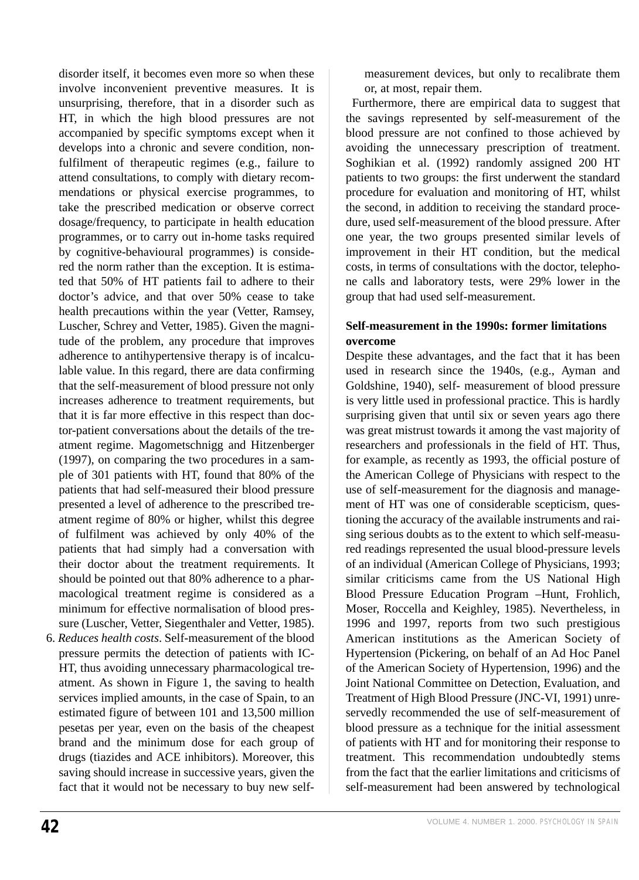disorder itself, it becomes even more so when these involve inconvenient preventive measures. It is unsurprising, therefore, that in a disorder such as HT, in which the high blood pressures are not accompanied by specific symptoms except when it develops into a chronic and severe condition, non-fulfilment of therapeutic regimes (e.g., failure to attend consultations, to comply with dietary recommendations or physical exercise programmes, to take the prescribed medication or observe correct dosage/frequency, to participate in health education programmes, or to carry out in-home tasks required by cognitive-behavioural programmes) is considered the norm rather than the exception. It is estimated that 50% of HT patients fail to adhere to their doctor's advice, and that over 50% cease to take health precautions within the year (Vetter, Ramsey, Luscher, Schrey and Vetter, 1985). Given the magnitude of the problem, any procedure that improves adherence to antihypertensive therapy is of incalculable value. In this regard, there are data confirming that the self-measurement of blood pressure not only increases adherence to treatment requirements, but that it is far more effective in this respect than doctor-patient conversations about the details of the treatment regime. Magometschnigg and Hitzenberger (1997), on comparing the two procedures in a sample of 301 patients with HT, found that 80% of the patients that had self-measured their blood pressure presented a level of adherence to the prescribed treatment regime of 80% or higher, whilst this degree of fulfilment was achieved by only 40% of the patients that had simply had a conversation with their doctor about the treatment requirements. It should be pointed out that 80% adherence to a pharmacological treatment regime is considered as a minimum for effective normalisation of blood pressure (Luscher, Vetter, Siegenthaler and Vetter, 1985).

6. *Reduces health costs*. Self-measurement of the blood pressure permits the detection of patients with IC-HT, thus avoiding unnecessary pharmacological treatment. As shown in Figure 1, the saving to health services implied amounts, in the case of Spain, to an estimated figure of between 101 and 13,500 million pesetas per year, even on the basis of the cheapest brand and the minimum dose for each group of drugs (tiazides and ACE inhibitors). Moreover, this saving should increase in successive years, given the fact that it would not be necessary to buy new self-measurement devices, but only to recalibrate them or, at most, repair them.

Furthermore, there are empirical data to suggest that the savings represented by self-measurement of the blood pressure are not confined to those achieved by avoiding the unnecessary prescription of treatment. Soghikian et al. (1992) randomly assigned 200 HT patients to two groups: the first underwent the standard procedure for evaluation and monitoring of HT, whilst the second, in addition to receiving the standard procedure, used self-measurement of the blood pressure. After one year, the two groups presented similar levels of improvement in their HT condition, but the medical costs, in terms of consultations with the doctor, telephone calls and laboratory tests, were 29% lower in the group that had used self-measurement.

## Self-measurement in the 1990s: former limitations overcome

Despite these advantages, and the fact that it has been used in research since the 1940s, (e.g., Ayman and Goldshine, 1940), self- measurement of blood pressure is very little used in professional practice. This is hardly surprising given that until six or seven years ago there was great mistrust towards it among the vast majority of researchers and professionals in the field of HT. Thus, for example, as recently as 1993, the official posture of the American College of Physicians with respect to the use of self-measurement for the diagnosis and management of HT was one of considerable scepticism, questioning the accuracy of the available instruments and raising serious doubts as to the extent to which self-measured readings represented the usual blood-pressure levels of an individual (American College of Physicians, 1993; similar criticisms came from the US National High Blood Pressure Education Program –Hunt, Frohlich, Moser, Roccella and Keighley, 1985). Nevertheless, in 1996 and 1997, reports from two such prestigious American institutions as the American Society of Hypertension (Pickering, on behalf of an Ad Hoc Panel of the American Society of Hypertension, 1996) and the Joint National Committee on Detection, Evaluation, and Treatment of High Blood Pressure (JNC-VI, 1991) unreservedly recommended the use of self-measurement of blood pressure as a technique for the initial assessment of patients with HT and for monitoring their response to treatment. This recommendation undoubtedly stems from the fact that the earlier limitations and criticisms of self-measurement had been answered by technological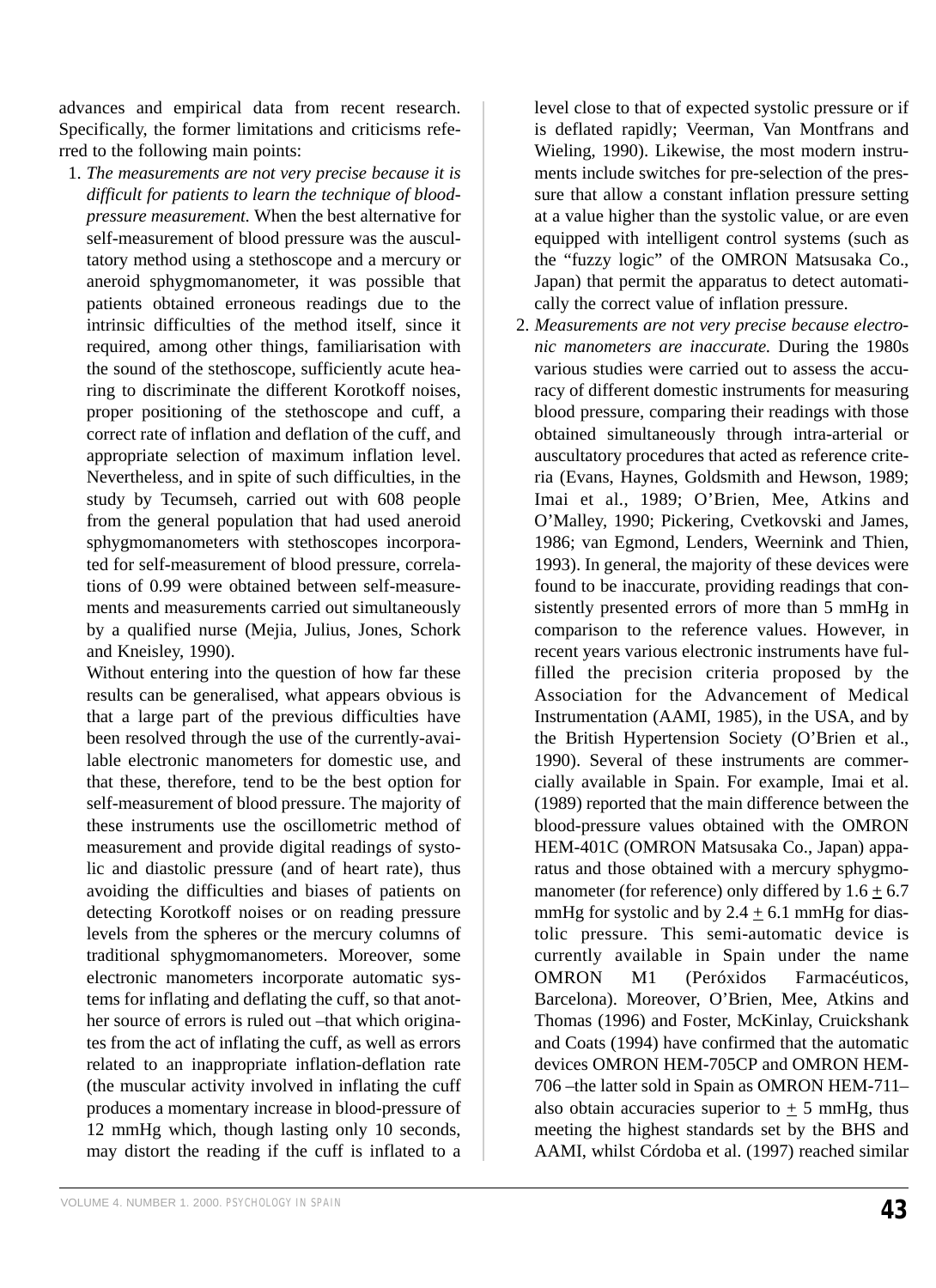advances and empirical data from recent research. Specifically, the former limitations and criticisms referred to the following main points:

1. *The measurements are not very precise because it is difficult for patients to learn the technique of blood-pressure measurement.* When the best alternative for self-measurement of blood pressure was the auscultatory method using a stethoscope and a mercury or aneroid sphygmomanometer, it was possible that patients obtained erroneous readings due to the intrinsic difficulties of the method itself, since it required, among other things, familiarisation with the sound of the stethoscope, sufficiently acute hearing to discriminate the different Korotkoff noises, proper positioning of the stethoscope and cuff, a correct rate of inflation and deflation of the cuff, and appropriate selection of maximum inflation level. Nevertheless, and in spite of such difficulties, in the study by Tecumseh, carried out with 608 people from the general population that had used aneroid sphygmomanometers with stethoscopes incorporated for self-measurement of blood pressure, correlations of 0.99 were obtained between self-measurements and measurements carried out simultaneously by a qualified nurse (Mejia, Julius, Jones, Schork and Kneisley, 1990).

   Without entering into the question of how far these results can be generalised, what appears obvious is that a large part of the previous difficulties have been resolved through the use of the currently-available electronic manometers for domestic use, and that these, therefore, tend to be the best option for self-measurement of blood pressure. The majority of these instruments use the oscillometric method of measurement and provide digital readings of systolic and diastolic pressure (and of heart rate), thus avoiding the difficulties and biases of patients on detecting Korotkoff noises or on reading pressure levels from the spheres or the mercury columns of traditional sphygmomanometers. Moreover, some electronic manometers incorporate automatic systems for inflating and deflating the cuff, so that another source of errors is ruled out –that which originates from the act of inflating the cuff, as well as errors related to an inappropriate inflation-deflation rate (the muscular activity involved in inflating the cuff produces a momentary increase in blood-pressure of 12 mmHg which, though lasting only 10 seconds, may distort the reading if the cuff is inflated to a level close to that of expected systolic pressure or if is deflated rapidly; Veerman, Van Montfrans and Wieling, 1990). Likewise, the most modern instruments include switches for pre-selection of the pressure that allow a constant inflation pressure setting at a value higher than the systolic value, or are even equipped with intelligent control systems (such as the "fuzzy logic" of the OMRON Matsusaka Co., Japan) that permit the apparatus to detect automatically the correct value of inflation pressure.

2. *Measurements are not very precise because electronic manometers are inaccurate.* During the 1980s various studies were carried out to assess the accuracy of different domestic instruments for measuring blood pressure, comparing their readings with those obtained simultaneously through intra-arterial or auscultatory procedures that acted as reference criteria (Evans, Haynes, Goldsmith and Hewson, 1989; Imai et al., 1989; O'Brien, Mee, Atkins and O'Malley, 1990; Pickering, Cvetkovski and James, 1986; van Egmond, Lenders, Weernink and Thien, 1993). In general, the majority of these devices were found to be inaccurate, providing readings that consistently presented errors of more than 5 mmHg in comparison to the reference values. However, in recent years various electronic instruments have fulfilled the precision criteria proposed by the Association for the Advancement of Medical Instrumentation (AAMI, 1985), in the USA, and by the British Hypertension Society (O'Brien et al., 1990). Several of these instruments are commercially available in Spain. For example, Imai et al. (1989) reported that the main difference between the blood-pressure values obtained with the OMRON HEM-401C (OMRON Matsusaka Co., Japan) apparatus and those obtained with a mercury sphygmomanometer (for reference) only differed by $1.6 \pm 6.7$ mmHg for systolic and by $2.4 \pm 6.1$ mmHg for diastolic pressure. This semi-automatic device is currently available in Spain under the name OMRON M1 (Peróxidos Farmacéuticos, Barcelona). Moreover, O'Brien, Mee, Atkins and Thomas (1996) and Foster, McKinlay, Cruickshank and Coats (1994) have confirmed that the automatic devices OMRON HEM-705CP and OMRON HEM-706 –the latter sold in Spain as OMRON HEM-711– also obtain accuracies superior to $\pm$ 5 mmHg, thus meeting the highest standards set by the BHS and AAMI, whilst Córdoba et al. (1997) reached similar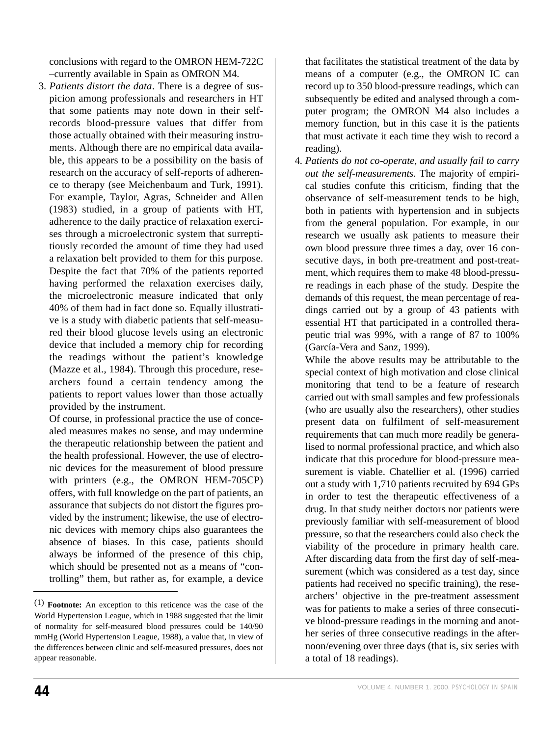conclusions with regard to the OMRON HEM-722C –currently available in Spain as OMRON M4.

3. *Patients distort the data*. There is a degree of suspicion among professionals and researchers in HT that some patients may note down in their self-records blood-pressure values that differ from those actually obtained with their measuring instruments. Although there are no empirical data available, this appears to be a possibility on the basis of research on the accuracy of self-reports of adherence to therapy (see Meichenbaum and Turk, 1991). For example, Taylor, Agras, Schneider and Allen (1983) studied, in a group of patients with HT, adherence to the daily practice of relaxation exercises through a microelectronic system that surreptitiously recorded the amount of time they had used a relaxation belt provided to them for this purpose. Despite the fact that 70% of the patients reported having performed the relaxation exercises daily, the microelectronic measure indicated that only 40% of them had in fact done so. Equally illustrative is a study with diabetic patients that self-measured their blood glucose levels using an electronic device that included a memory chip for recording the readings without the patient's knowledge (Mazze et al., 1984). Through this procedure, researchers found a certain tendency among the patients to report values lower than those actually provided by the instrument.

   Of course, in professional practice the use of concealed measures makes no sense, and may undermine the therapeutic relationship between the patient and the health professional. However, the use of electronic devices for the measurement of blood pressure with printers (e.g., the OMRON HEM-705CP) offers, with full knowledge on the part of patients, an assurance that subjects do not distort the figures provided by the instrument; likewise, the use of electronic devices with memory chips also guarantees the absence of biases. In this case, patients should always be informed of the presence of this chip, which should be presented not as a means of "controlling" them, but rather as, for example, a device that facilitates the statistical treatment of the data by means of a computer (e.g., the OMRON IC can record up to 350 blood-pressure readings, which can subsequently be edited and analysed through a computer program; the OMRON M4 also includes a memory function, but in this case it is the patients that must activate it each time they wish to record a reading).

4. *Patients do not co-operate, and usually fail to carry out the self-measurements*. The majority of empirical studies confute this criticism, finding that the observance of self-measurement tends to be high, both in patients with hypertension and in subjects from the general population. For example, in our research we usually ask patients to measure their own blood pressure three times a day, over 16 consecutive days, in both pre-treatment and post-treatment, which requires them to make 48 blood-pressure readings in each phase of the study. Despite the demands of this request, the mean percentage of readings carried out by a group of 43 patients with essential HT that participated in a controlled therapeutic trial was 99%, with a range of 87 to 100% (García-Vera and Sanz, 1999).

   While the above results may be attributable to the special context of high motivation and close clinical monitoring that tend to be a feature of research carried out with small samples and few professionals (who are usually also the researchers), other studies present data on fulfilment of self-measurement requirements that can much more readily be generalised to normal professional practice, and which also indicate that this procedure for blood-pressure measurement is viable. Chatellier et al. (1996) carried out a study with 1,710 patients recruited by 694 GPs in order to test the therapeutic effectiveness of a drug. In that study neither doctors nor patients were previously familiar with self-measurement of blood pressure, so that the researchers could also check the viability of the procedure in primary health care. After discarding data from the first day of self-measurement (which was considered as a test day, since patients had received no specific training), the researchers' objective in the pre-treatment assessment was for patients to make a series of three consecutive blood-pressure readings in the morning and another series of three consecutive readings in the afternoon/evening over three days (that is, six series with a total of 18 readings).

---

(1) **Footnote:** An exception to this reticence was the case of the World Hypertension League, which in 1988 suggested that the limit of normality for self-measured blood pressures could be 140/90 mmHg (World Hypertension League, 1988), a value that, in view of the differences between clinic and self-measured pressures, does not appear reasonable.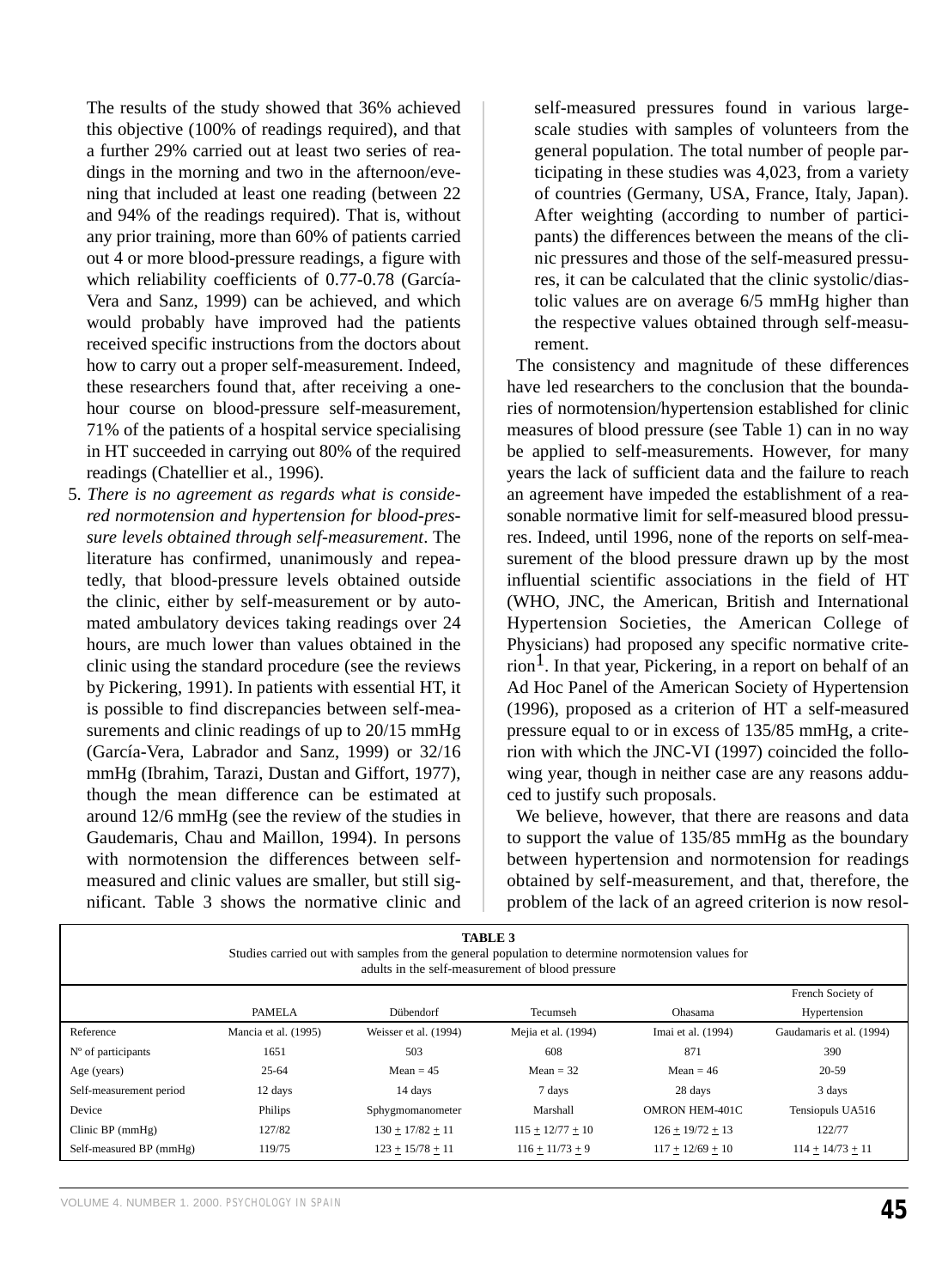The results of the study showed that 36% achieved this objective (100% of readings required), and that a further 29% carried out at least two series of readings in the morning and two in the afternoon/evening that included at least one reading (between 22 and 94% of the readings required). That is, without any prior training, more than 60% of patients carried out 4 or more blood-pressure readings, a figure with which reliability coefficients of 0.77-0.78 (García-Vera and Sanz, 1999) can be achieved, and which would probably have improved had the patients received specific instructions from the doctors about how to carry out a proper self-measurement. Indeed, these researchers found that, after receiving a one-hour course on blood-pressure self-measurement, 71% of the patients of a hospital service specialising in HT succeeded in carrying out 80% of the required readings (Chatellier et al., 1996).

5. *There is no agreement as regards what is considered normotension and hypertension for blood-pressure levels obtained through self-measurement*. The literature has confirmed, unanimously and repeatedly, that blood-pressure levels obtained outside the clinic, either by self-measurement or by automated ambulatory devices taking readings over 24 hours, are much lower than values obtained in the clinic using the standard procedure (see the reviews by Pickering, 1991). In patients with essential HT, it is possible to find discrepancies between self-measurements and clinic readings of up to 20/15 mmHg (García-Vera, Labrador and Sanz, 1999) or 32/16 mmHg (Ibrahim, Tarazi, Dustan and Giffort, 1977), though the mean difference can be estimated at around 12/6 mmHg (see the review of the studies in Gaudemaris, Chau and Maillon, 1994). In persons with normotension the differences between self-measured and clinic values are smaller, but still significant. Table 3 shows the normative clinic and self-measured pressures found in various large-scale studies with samples of volunteers from the general population. The total number of people participating in these studies was 4,023, from a variety of countries (Germany, USA, France, Italy, Japan). After weighting (according to number of participants) the differences between the means of the clinic pressures and those of the self-measured pressures, it can be calculated that the clinic systolic/diastolic values are on average 6/5 mmHg higher than the respective values obtained through self-measurement.

The consistency and magnitude of these differences have led researchers to the conclusion that the boundaries of normotension/hypertension established for clinic measures of blood pressure (see Table 1) can in no way be applied to self-measurements. However, for many years the lack of sufficient data and the failure to reach an agreement have impeded the establishment of a reasonable normative limit for self-measured blood pressures. Indeed, until 1996, none of the reports on self-measurement of the blood pressure drawn up by the most influential scientific associations in the field of HT (WHO, JNC, the American, British and International Hypertension Societies, the American College of Physicians) had proposed any specific normative criterion[1]. In that year, Pickering, in a report on behalf of an Ad Hoc Panel of the American Society of Hypertension (1996), proposed as a criterion of HT a self-measured pressure equal to or in excess of 135/85 mmHg, a criterion with which the JNC-VI (1997) coincided the following year, though in neither case are any reasons adduced to justify such proposals.

We believe, however, that there are reasons and data to support the value of 135/85 mmHg as the boundary between hypertension and normotension for readings obtained by self-measurement, and that, therefore, the problem of the lack of an agreed criterion is now resol-

**TABLE 3**
Studies carried out with samples from the general population to determine normotension values for adults in the self-measurement of blood pressure

| | PAMELA | Dübendorf | Tecumseh | Ohasama | French Society of Hypertension |
|---|---|---|---|---|---|
| Reference | Mancia et al. (1995) | Weisser et al. (1994) | Mejia et al. (1994) | Imai et al. (1994) | Gaudamaris et al. (1994) |
| Nº of participants | 1651 | 503 | 608 | 871 | 390 |
| Age (years) | 25-64 | Mean = 45 | Mean = 32 | Mean = 46 | 20-59 |
| Self-measurement period | 12 days | 14 days | 7 days | 28 days | 3 days |
| Device | Philips | Sphygmomanometer | Marshall | OMRON HEM-401C | Tensiopuls UA516 |
| Clinic BP (mmHg) | 127/82 | 130 ± 17/82 ± 11 | 115 ± 12/77 ± 10 | 126 ± 19/72 ± 13 | 122/77 |
| Self-measured BP (mmHg) | 119/75 | 123 ± 15/78 ± 11 | 116 ± 11/73 ± 9 | 117 ± 12/69 ± 10 | 114 ± 14/73 ± 11 |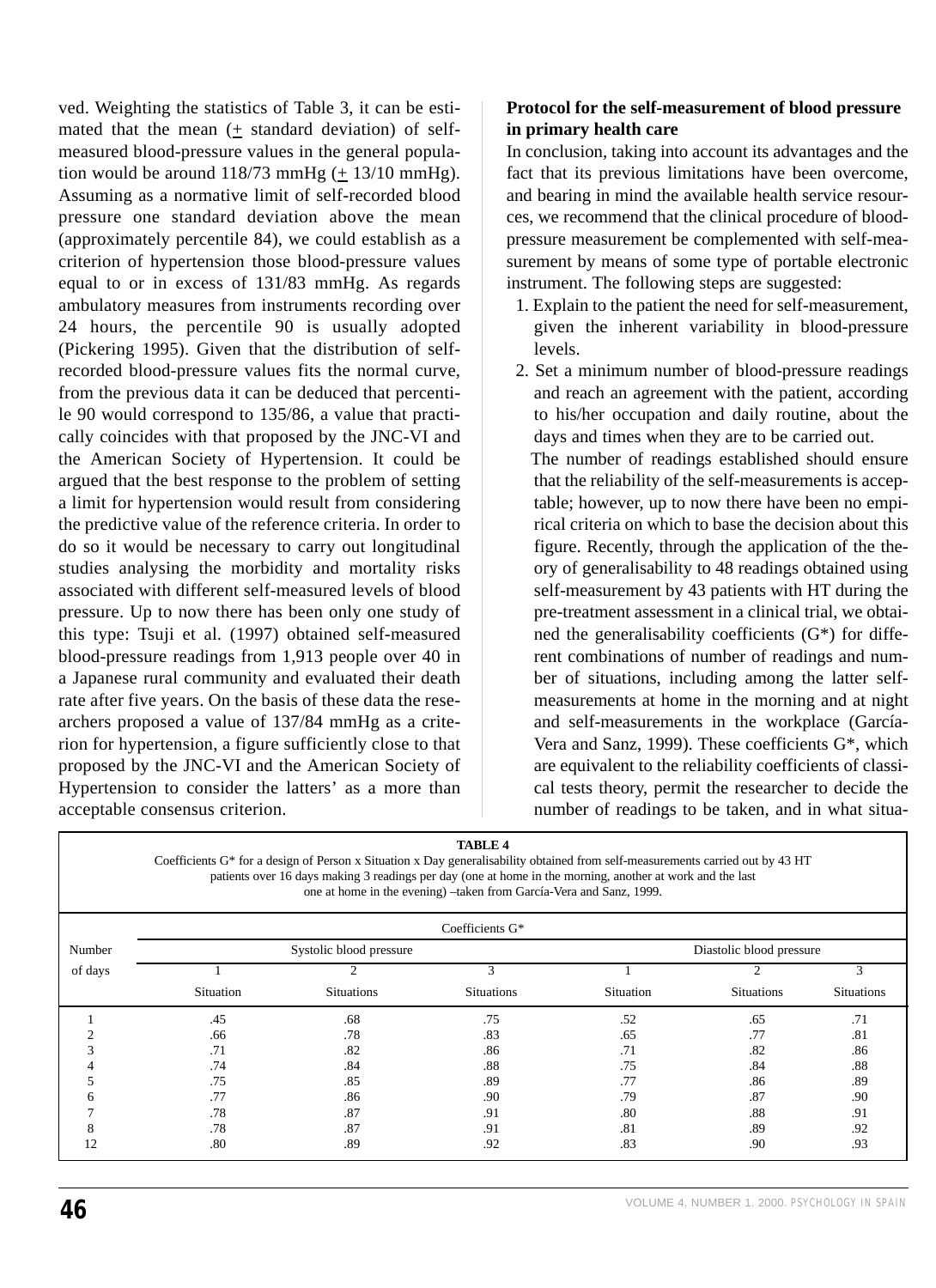ved. Weighting the statistics of Table 3, it can be estimated that the mean (± standard deviation) of self-measured blood-pressure values in the general population would be around 118/73 mmHg (± 13/10 mmHg). Assuming as a normative limit of self-recorded blood pressure one standard deviation above the mean (approximately percentile 84), we could establish as a criterion of hypertension those blood-pressure values equal to or in excess of 131/83 mmHg. As regards ambulatory measures from instruments recording over 24 hours, the percentile 90 is usually adopted (Pickering 1995). Given that the distribution of self-recorded blood-pressure values fits the normal curve, from the previous data it can be deduced that percentile 90 would correspond to 135/86, a value that practically coincides with that proposed by the JNC-VI and the American Society of Hypertension. It could be argued that the best response to the problem of setting a limit for hypertension would result from considering the predictive value of the reference criteria. In order to do so it would be necessary to carry out longitudinal studies analysing the morbidity and mortality risks associated with different self-measured levels of blood pressure. Up to now there has been only one study of this type: Tsuji et al. (1997) obtained self-measured blood-pressure readings from 1,913 people over 40 in a Japanese rural community and evaluated their death rate after five years. On the basis of these data the researchers proposed a value of 137/84 mmHg as a criterion for hypertension, a figure sufficiently close to that proposed by the JNC-VI and the American Society of Hypertension to consider the latters' as a more than acceptable consensus criterion.

**Protocol for the self-measurement of blood pressure in primary health care**

In conclusion, taking into account its advantages and the fact that its previous limitations have been overcome, and bearing in mind the available health service resources, we recommend that the clinical procedure of blood-pressure measurement be complemented with self-measurement by means of some type of portable electronic instrument. The following steps are suggested:

1. Explain to the patient the need for self-measurement, given the inherent variability in blood-pressure levels.
2. Set a minimum number of blood-pressure readings and reach an agreement with the patient, according to his/her occupation and daily routine, about the days and times when they are to be carried out.

   The number of readings established should ensure that the reliability of the self-measurements is acceptable; however, up to now there have been no empirical criteria on which to base the decision about this figure. Recently, through the application of the theory of generalisability to 48 readings obtained using self-measurement by 43 patients with HT during the pre-treatment assessment in a clinical trial, we obtained the generalisability coefficients (G*) for different combinations of number of readings and number of situations, including among the latter self-measurements at home in the morning and at night and self-measurements in the workplace (García-Vera and Sanz, 1999). These coefficients G*, which are equivalent to the reliability coefficients of classical tests theory, permit the researcher to decide the number of readings to be taken, and in what situa-

**TABLE 4**
Coefficients G* for a design of Person x Situation x Day generalisability obtained from self-measurements carried out by 43 HT patients over 16 days making 3 readings per day (one at home in the morning, another at work and the last one at home in the evening) –taken from García-Vera and Sanz, 1999.

| Number of days | Coefficients G* | | | | | |
|---|---|---|---|---|---|---|
| | Systolic blood pressure | | | Diastolic blood pressure | | |
| | 1 Situation | 2 Situations | 3 Situations | 1 Situation | 2 Situations | 3 Situations |
| 1 | .45 | .68 | .75 | .52 | .65 | .71 |
| 2 | .66 | .78 | .83 | .65 | .77 | .81 |
| 3 | .71 | .82 | .86 | .71 | .82 | .86 |
| 4 | .74 | .84 | .88 | .75 | .84 | .88 |
| 5 | .75 | .85 | .89 | .77 | .86 | .89 |
| 6 | .77 | .86 | .90 | .79 | .87 | .90 |
| 7 | .78 | .87 | .91 | .80 | .88 | .91 |
| 8 | .78 | .87 | .91 | .81 | .89 | .92 |
| 12 | .80 | .89 | .92 | .83 | .90 | .93 |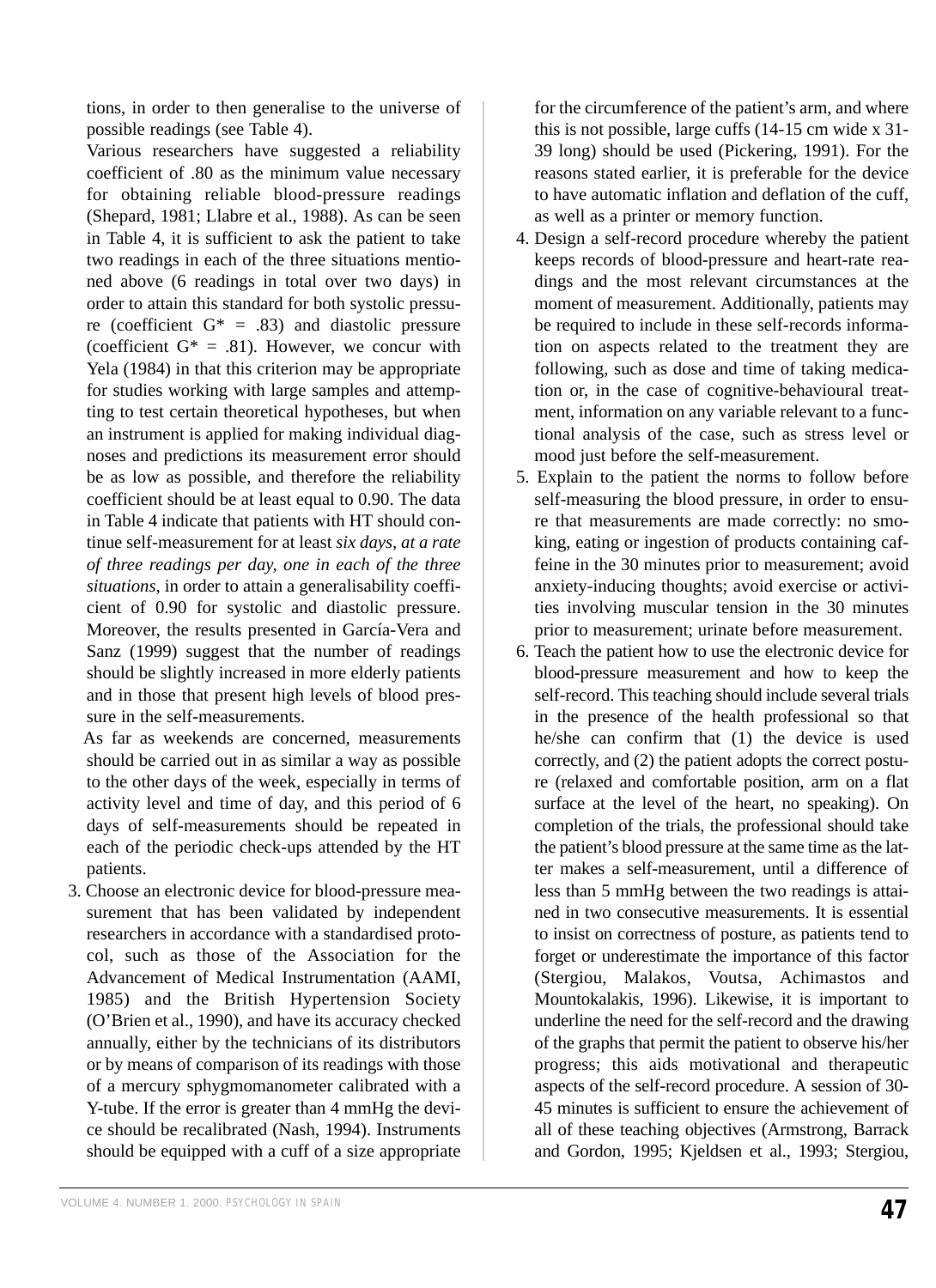tions, in order to then generalise to the universe of possible readings (see Table 4).

Various researchers have suggested a reliability coefficient of .80 as the minimum value necessary for obtaining reliable blood-pressure readings (Shepard, 1981; Llabre et al., 1988). As can be seen in Table 4, it is sufficient to ask the patient to take two readings in each of the three situations mentioned above (6 readings in total over two days) in order to attain this standard for both systolic pressure (coefficient G* = .83) and diastolic pressure (coefficient G* = .81). However, we concur with Yela (1984) in that this criterion may be appropriate for studies working with large samples and attempting to test certain theoretical hypotheses, but when an instrument is applied for making individual diagnoses and predictions its measurement error should be as low as possible, and therefore the reliability coefficient should be at least equal to 0.90. The data in Table 4 indicate that patients with HT should continue self-measurement for at least *six days, at a rate of three readings per day, one in each of the three situations*, in order to attain a generalisability coefficient of 0.90 for systolic and diastolic pressure. Moreover, the results presented in García-Vera and Sanz (1999) suggest that the number of readings should be slightly increased in more elderly patients and in those that present high levels of blood pressure in the self-measurements.

As far as weekends are concerned, measurements should be carried out in as similar a way as possible to the other days of the week, especially in terms of activity level and time of day, and this period of 6 days of self-measurements should be repeated in each of the periodic check-ups attended by the HT patients.

3. Choose an electronic device for blood-pressure measurement that has been validated by independent researchers in accordance with a standardised protocol, such as those of the Association for the Advancement of Medical Instrumentation (AAMI, 1985) and the British Hypertension Society (O'Brien et al., 1990), and have its accuracy checked annually, either by the technicians of its distributors or by means of comparison of its readings with those of a mercury sphygmomanometer calibrated with a Y-tube. If the error is greater than 4 mmHg the device should be recalibrated (Nash, 1994). Instruments should be equipped with a cuff of a size appropriate for the circumference of the patient's arm, and where this is not possible, large cuffs (14-15 cm wide x 31-39 long) should be used (Pickering, 1991). For the reasons stated earlier, it is preferable for the device to have automatic inflation and deflation of the cuff, as well as a printer or memory function.
4. Design a self-record procedure whereby the patient keeps records of blood-pressure and heart-rate readings and the most relevant circumstances at the moment of measurement. Additionally, patients may be required to include in these self-records information on aspects related to the treatment they are following, such as dose and time of taking medication or, in the case of cognitive-behavioural treatment, information on any variable relevant to a functional analysis of the case, such as stress level or mood just before the self-measurement.
5. Explain to the patient the norms to follow before self-measuring the blood pressure, in order to ensure that measurements are made correctly: no smoking, eating or ingestion of products containing caffeine in the 30 minutes prior to measurement; avoid anxiety-inducing thoughts; avoid exercise or activities involving muscular tension in the 30 minutes prior to measurement; urinate before measurement.
6. Teach the patient how to use the electronic device for blood-pressure measurement and how to keep the self-record. This teaching should include several trials in the presence of the health professional so that he/she can confirm that (1) the device is used correctly, and (2) the patient adopts the correct posture (relaxed and comfortable position, arm on a flat surface at the level of the heart, no speaking). On completion of the trials, the professional should take the patient's blood pressure at the same time as the latter makes a self-measurement, until a difference of less than 5 mmHg between the two readings is attained in two consecutive measurements. It is essential to insist on correctness of posture, as patients tend to forget or underestimate the importance of this factor (Stergiou, Malakos, Voutsa, Achimastos and Mountokalakis, 1996). Likewise, it is important to underline the need for the self-record and the drawing of the graphs that permit the patient to observe his/her progress; this aids motivational and therapeutic aspects of the self-record procedure. A session of 30-45 minutes is sufficient to ensure the achievement of all of these teaching objectives (Armstrong, Barrack and Gordon, 1995; Kjeldsen et al., 1993; Stergiou,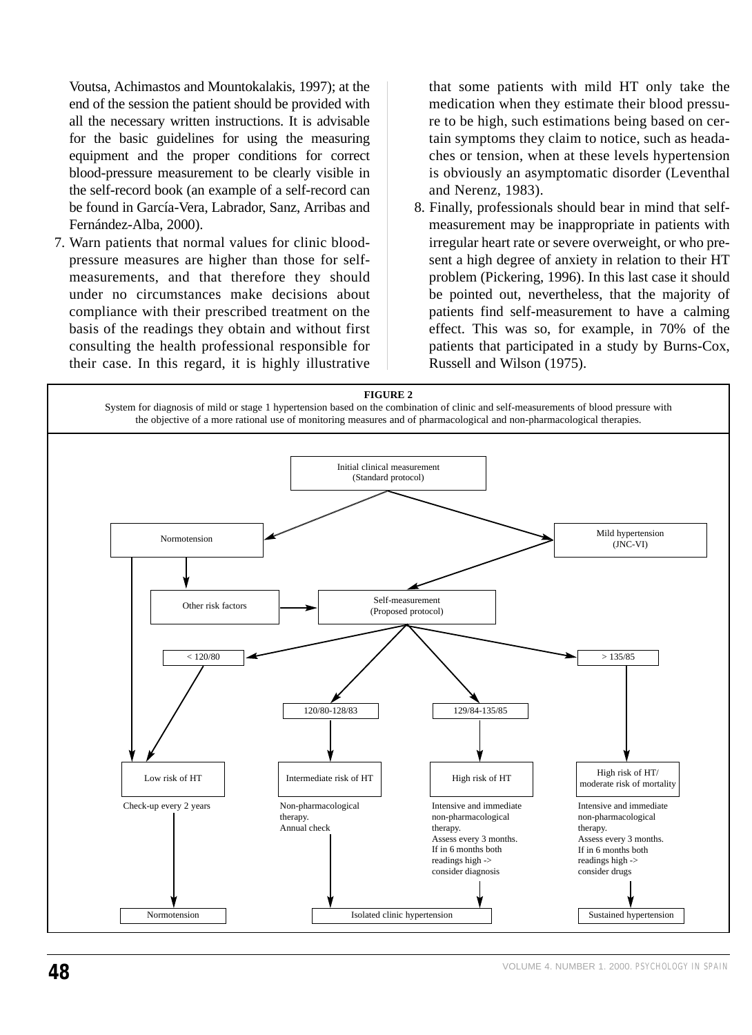Voutsa, Achimastos and Mountokalakis, 1997); at the end of the session the patient should be provided with all the necessary written instructions. It is advisable for the basic guidelines for using the measuring equipment and the proper conditions for correct blood-pressure measurement to be clearly visible in the self-record book (an example of a self-record can be found in García-Vera, Labrador, Sanz, Arribas and Fernández-Alba, 2000).

7. Warn patients that normal values for clinic blood-pressure measures are higher than those for self-measurements, and that therefore they should under no circumstances make decisions about compliance with their prescribed treatment on the basis of the readings they obtain and without first consulting the health professional responsible for their case. In this regard, it is highly illustrative that some patients with mild HT only take the medication when they estimate their blood pressure to be high, such estimations being based on certain symptoms they claim to notice, such as headaches or tension, when at these levels hypertension is obviously an asymptomatic disorder (Leventhal and Nerenz, 1983).
8. Finally, professionals should bear in mind that self-measurement may be inappropriate in patients with irregular heart rate or severe overweight, or who present a high degree of anxiety in relation to their HT problem (Pickering, 1996). In this last case it should be pointed out, nevertheless, that the majority of patients find self-measurement to have a calming effect. This was so, for example, in 70% of the patients that participated in a study by Burns-Cox, Russell and Wilson (1975).

**FIGURE 2**

System for diagnosis of mild or stage 1 hypertension based on the combination of clinic and self-measurements of blood pressure with the objective of a more rational use of monitoring measures and of pharmacological and non-pharmacological therapies.

- Initial clinical measurement (Standard protocol)
  - → Normotension
    - → Low risk of HT
    - → Other risk factors → Self-measurement (Proposed protocol)
  - → Mild hypertension (JNC-VI) → Self-measurement (Proposed protocol)
- Self-measurement (Proposed protocol)
  - → < 120/80 → Low risk of HT: Check-up every 2 years → Normotension
  - → 120/80-128/83 → Intermediate risk of HT: Non-pharmacological therapy. Annual check → Isolated clinic hypertension
  - → 129/84-135/85 → High risk of HT: Intensive and immediate non-pharmacological therapy. Assess every 3 months. If in 6 months both readings high -> consider diagnosis → Isolated clinic hypertension
  - → > 135/85 → High risk of HT/ moderate risk of mortality: Intensive and immediate non-pharmacological therapy. Assess every 3 months. If in 6 months both readings high -> consider drugs → Sustained hypertension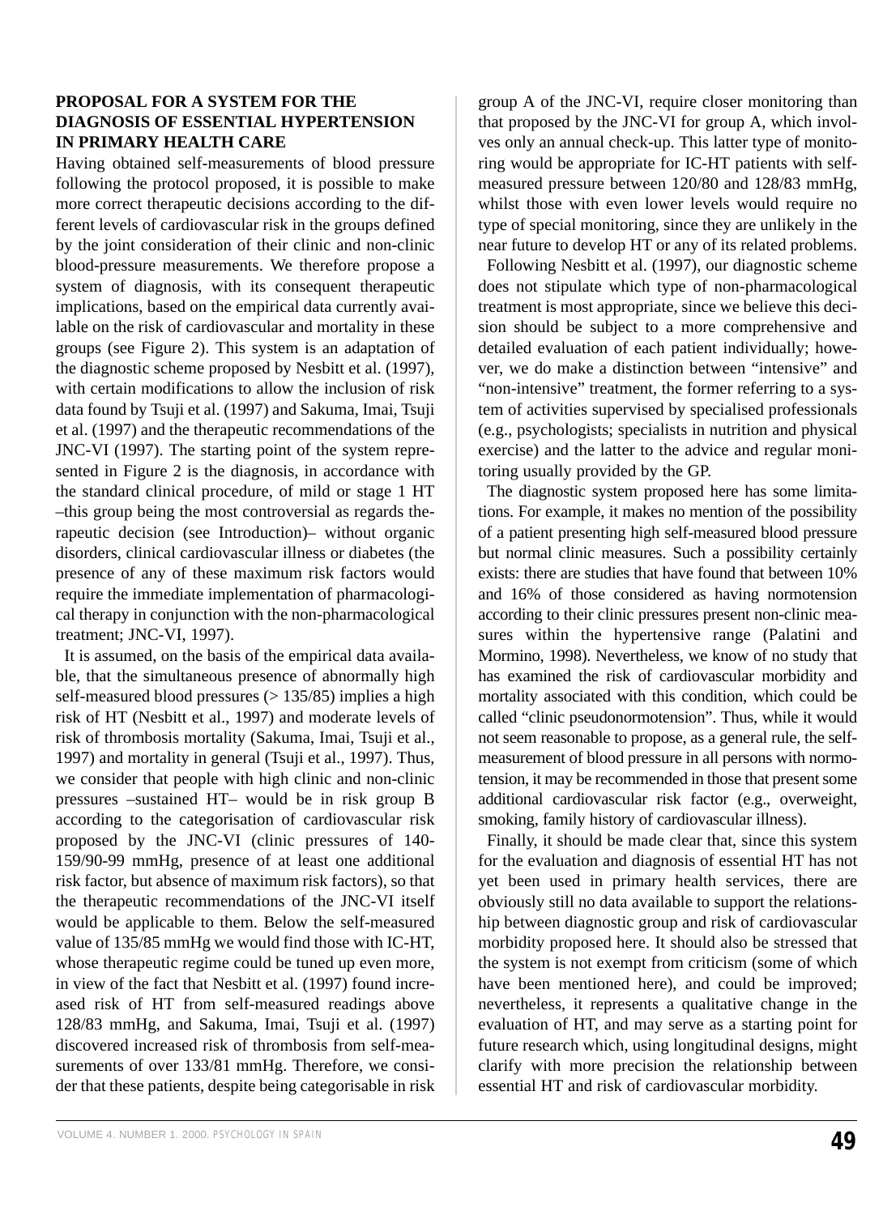## PROPOSAL FOR A SYSTEM FOR THE DIAGNOSIS OF ESSENTIAL HYPERTENSION IN PRIMARY HEALTH CARE

Having obtained self-measurements of blood pressure following the protocol proposed, it is possible to make more correct therapeutic decisions according to the different levels of cardiovascular risk in the groups defined by the joint consideration of their clinic and non-clinic blood-pressure measurements. We therefore propose a system of diagnosis, with its consequent therapeutic implications, based on the empirical data currently available on the risk of cardiovascular and mortality in these groups (see Figure 2). This system is an adaptation of the diagnostic scheme proposed by Nesbitt et al. (1997), with certain modifications to allow the inclusion of risk data found by Tsuji et al. (1997) and Sakuma, Imai, Tsuji et al. (1997) and the therapeutic recommendations of the JNC-VI (1997). The starting point of the system represented in Figure 2 is the diagnosis, in accordance with the standard clinical procedure, of mild or stage 1 HT –this group being the most controversial as regards therapeutic decision (see Introduction)– without organic disorders, clinical cardiovascular illness or diabetes (the presence of any of these maximum risk factors would require the immediate implementation of pharmacological therapy in conjunction with the non-pharmacological treatment; JNC-VI, 1997).

It is assumed, on the basis of the empirical data available, that the simultaneous presence of abnormally high self-measured blood pressures (> 135/85) implies a high risk of HT (Nesbitt et al., 1997) and moderate levels of risk of thrombosis mortality (Sakuma, Imai, Tsuji et al., 1997) and mortality in general (Tsuji et al., 1997). Thus, we consider that people with high clinic and non-clinic pressures –sustained HT– would be in risk group B according to the categorisation of cardiovascular risk proposed by the JNC-VI (clinic pressures of 140-159/90-99 mmHg, presence of at least one additional risk factor, but absence of maximum risk factors), so that the therapeutic recommendations of the JNC-VI itself would be applicable to them. Below the self-measured value of 135/85 mmHg we would find those with IC-HT, whose therapeutic regime could be tuned up even more, in view of the fact that Nesbitt et al. (1997) found increased risk of HT from self-measured readings above 128/83 mmHg, and Sakuma, Imai, Tsuji et al. (1997) discovered increased risk of thrombosis from self-measurements of over 133/81 mmHg. Therefore, we consider that these patients, despite being categorisable in risk group A of the JNC-VI, require closer monitoring than that proposed by the JNC-VI for group A, which involves only an annual check-up. This latter type of monitoring would be appropriate for IC-HT patients with self-measured pressure between 120/80 and 128/83 mmHg, whilst those with even lower levels would require no type of special monitoring, since they are unlikely in the near future to develop HT or any of its related problems.

Following Nesbitt et al. (1997), our diagnostic scheme does not stipulate which type of non-pharmacological treatment is most appropriate, since we believe this decision should be subject to a more comprehensive and detailed evaluation of each patient individually; however, we do make a distinction between "intensive" and "non-intensive" treatment, the former referring to a system of activities supervised by specialised professionals (e.g., psychologists; specialists in nutrition and physical exercise) and the latter to the advice and regular monitoring usually provided by the GP.

The diagnostic system proposed here has some limitations. For example, it makes no mention of the possibility of a patient presenting high self-measured blood pressure but normal clinic measures. Such a possibility certainly exists: there are studies that have found that between 10% and 16% of those considered as having normotension according to their clinic pressures present non-clinic measures within the hypertensive range (Palatini and Mormino, 1998). Nevertheless, we know of no study that has examined the risk of cardiovascular morbidity and mortality associated with this condition, which could be called "clinic pseudonormotension". Thus, while it would not seem reasonable to propose, as a general rule, the self-measurement of blood pressure in all persons with normotension, it may be recommended in those that present some additional cardiovascular risk factor (e.g., overweight, smoking, family history of cardiovascular illness).

Finally, it should be made clear that, since this system for the evaluation and diagnosis of essential HT has not yet been used in primary health services, there are obviously still no data available to support the relationship between diagnostic group and risk of cardiovascular morbidity proposed here. It should also be stressed that the system is not exempt from criticism (some of which have been mentioned here), and could be improved; nevertheless, it represents a qualitative change in the evaluation of HT, and may serve as a starting point for future research which, using longitudinal designs, might clarify with more precision the relationship between essential HT and risk of cardiovascular morbidity.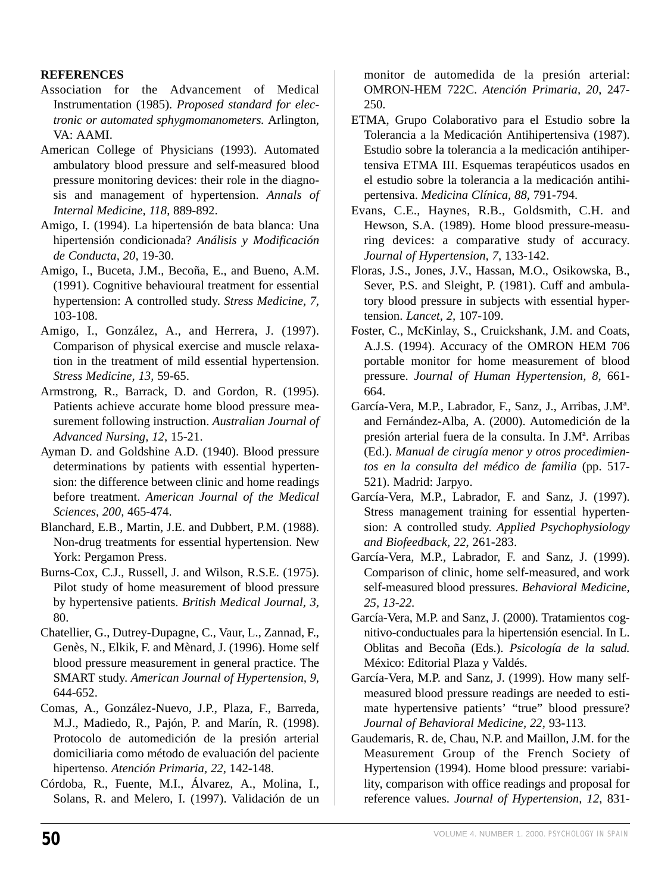**REFERENCES**

Association for the Advancement of Medical Instrumentation (1985). *Proposed standard for electronic or automated sphygmomanometers.* Arlington, VA: AAMI.

American College of Physicians (1993). Automated ambulatory blood pressure and self-measured blood pressure monitoring devices: their role in the diagnosis and management of hypertension. *Annals of Internal Medicine, 118*, 889-892.

Amigo, I. (1994). La hipertensión de bata blanca: Una hipertensión condicionada? *Análisis y Modificación de Conducta, 20,* 19-30.

Amigo, I., Buceta, J.M., Becoña, E., and Bueno, A.M. (1991). Cognitive behavioural treatment for essential hypertension: A controlled study. *Stress Medicine, 7,* 103-108.

Amigo, I., González, A., and Herrera, J. (1997). Comparison of physical exercise and muscle relaxation in the treatment of mild essential hypertension. *Stress Medicine, 13,* 59-65.

Armstrong, R., Barrack, D. and Gordon, R. (1995). Patients achieve accurate home blood pressure measurement following instruction. *Australian Journal of Advanced Nursing, 12*, 15-21.

Ayman D. and Goldshine A.D. (1940). Blood pressure determinations by patients with essential hypertension: the difference between clinic and home readings before treatment. *American Journal of the Medical Sciences, 200,* 465-474.

Blanchard, E.B., Martin, J.E. and Dubbert, P.M. (1988). Non-drug treatments for essential hypertension. New York: Pergamon Press.

Burns-Cox, C.J., Russell, J. and Wilson, R.S.E. (1975). Pilot study of home measurement of blood pressure by hypertensive patients. *British Medical Journal, 3*, 80.

Chatellier, G., Dutrey-Dupagne, C., Vaur, L., Zannad, F., Genès, N., Elkik, F. and Mènard, J. (1996). Home self blood pressure measurement in general practice. The SMART study. *American Journal of Hypertension, 9*, 644-652.

Comas, A., González-Nuevo, J.P., Plaza, F., Barreda, M.J., Madiedo, R., Pajón, P. and Marín, R. (1998). Protocolo de automedición de la presión arterial domiciliaria como método de evaluación del paciente hipertenso. *Atención Primaria, 22*, 142-148.

Córdoba, R., Fuente, M.I., Álvarez, A., Molina, I., Solans, R. and Melero, I. (1997). Validación de un monitor de automedida de la presión arterial: OMRON-HEM 722C. *Atención Primaria, 20*, 247-250.

ETMA, Grupo Colaborativo para el Estudio sobre la Tolerancia a la Medicación Antihipertensiva (1987). Estudio sobre la tolerancia a la medicación antihipertensiva ETMA III. Esquemas terapéuticos usados en el estudio sobre la tolerancia a la medicación antihipertensiva. *Medicina Clínica, 88,* 791-794.

Evans, C.E., Haynes, R.B., Goldsmith, C.H. and Hewson, S.A. (1989). Home blood pressure-measuring devices: a comparative study of accuracy. *Journal of Hypertension, 7*, 133-142.

Floras, J.S., Jones, J.V., Hassan, M.O., Osikowska, B., Sever, P.S. and Sleight, P. (1981). Cuff and ambulatory blood pressure in subjects with essential hypertension. *Lancet, 2,* 107-109.

Foster, C., McKinlay, S., Cruickshank, J.M. and Coats, A.J.S. (1994). Accuracy of the OMRON HEM 706 portable monitor for home measurement of blood pressure. *Journal of Human Hypertension, 8,* 661-664.

García-Vera, M.P., Labrador, F., Sanz, J., Arribas, J.Mª. and Fernández-Alba, A. (2000). Automedición de la presión arterial fuera de la consulta. In J.Mª. Arribas (Ed.). *Manual de cirugía menor y otros procedimientos en la consulta del médico de familia* (pp. 517-521). Madrid: Jarpyo.

García-Vera, M.P., Labrador, F. and Sanz, J. (1997). Stress management training for essential hypertension: A controlled study. *Applied Psychophysiology and Biofeedback, 22,* 261-283.

García-Vera, M.P., Labrador, F. and Sanz, J. (1999). Comparison of clinic, home self-measured, and work self-measured blood pressures. *Behavioral Medicine, 25, 13-22.*

García-Vera, M.P. and Sanz, J. (2000). Tratamientos cognitivo-conductuales para la hipertensión esencial. In L. Oblitas and Becoña (Eds.). *Psicología de la salud.* México: Editorial Plaza y Valdés.

García-Vera, M.P. and Sanz, J. (1999). How many self-measured blood pressure readings are needed to estimate hypertensive patients' "true" blood pressure? *Journal of Behavioral Medicine, 22,* 93-113.

Gaudemaris, R. de, Chau, N.P. and Maillon, J.M. for the Measurement Group of the French Society of Hypertension (1994). Home blood pressure: variability, comparison with office readings and proposal for reference values. *Journal of Hypertension, 12,* 831-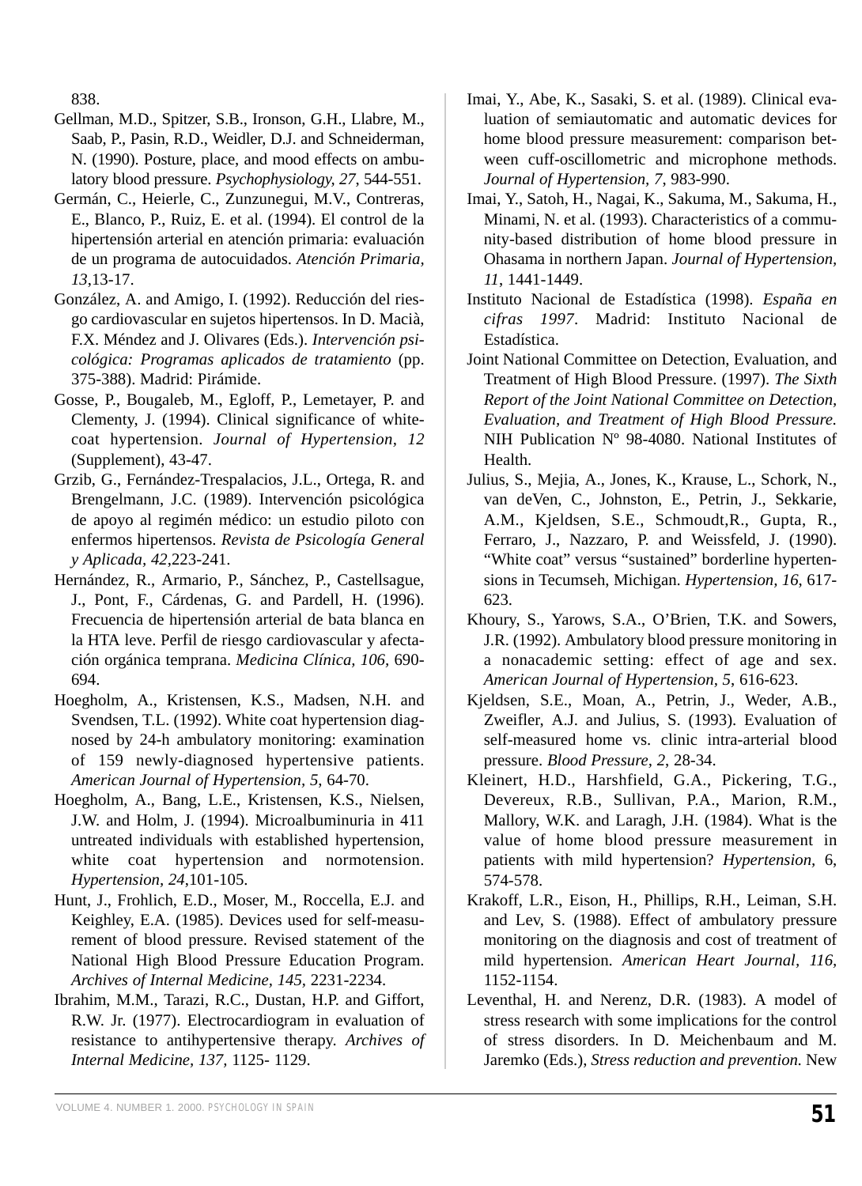838.

Gellman, M.D., Spitzer, S.B., Ironson, G.H., Llabre, M., Saab, P., Pasin, R.D., Weidler, D.J. and Schneiderman, N. (1990). Posture, place, and mood effects on ambulatory blood pressure. *Psychophysiology, 27*, 544-551.

Germán, C., Heierle, C., Zunzunegui, M.V., Contreras, E., Blanco, P., Ruiz, E. et al. (1994). El control de la hipertensión arterial en atención primaria: evaluación de un programa de autocuidados. *Atención Primaria, 13*,13-17.

González, A. and Amigo, I. (1992). Reducción del riesgo cardiovascular en sujetos hipertensos. In D. Macià, F.X. Méndez and J. Olivares (Eds.). *Intervención psicológica: Programas aplicados de tratamiento* (pp. 375-388). Madrid: Pirámide.

Gosse, P., Bougaleb, M., Egloff, P., Lemetayer, P. and Clementy, J. (1994). Clinical significance of white-coat hypertension. *Journal of Hypertension, 12* (Supplement), 43-47.

Grzib, G., Fernández-Trespalacios, J.L., Ortega, R. and Brengelmann, J.C. (1989). Intervención psicológica de apoyo al regimén médico: un estudio piloto con enfermos hipertensos. *Revista de Psicología General y Aplicada, 42*,223-241.

Hernández, R., Armario, P., Sánchez, P., Castellsague, J., Pont, F., Cárdenas, G. and Pardell, H. (1996). Frecuencia de hipertensión arterial de bata blanca en la HTA leve. Perfil de riesgo cardiovascular y afectación orgánica temprana. *Medicina Clínica, 106*, 690-694.

Hoegholm, A., Kristensen, K.S., Madsen, N.H. and Svendsen, T.L. (1992). White coat hypertension diagnosed by 24-h ambulatory monitoring: examination of 159 newly-diagnosed hypertensive patients. *American Journal of Hypertension, 5*, 64-70.

Hoegholm, A., Bang, L.E., Kristensen, K.S., Nielsen, J.W. and Holm, J. (1994). Microalbuminuria in 411 untreated individuals with established hypertension, white coat hypertension and normotension. *Hypertension, 24*,101-105.

Hunt, J., Frohlich, E.D., Moser, M., Roccella, E.J. and Keighley, E.A. (1985). Devices used for self-measurement of blood pressure. Revised statement of the National High Blood Pressure Education Program. *Archives of Internal Medicine, 145*, 2231-2234.

Ibrahim, M.M., Tarazi, R.C., Dustan, H.P. and Giffort, R.W. Jr. (1977). Electrocardiogram in evaluation of resistance to antihypertensive therapy. *Archives of Internal Medicine, 137*, 1125- 1129.

Imai, Y., Abe, K., Sasaki, S. et al. (1989). Clinical evaluation of semiautomatic and automatic devices for home blood pressure measurement: comparison between cuff-oscillometric and microphone methods. *Journal of Hypertension, 7*, 983-990.

Imai, Y., Satoh, H., Nagai, K., Sakuma, M., Sakuma, H., Minami, N. et al. (1993). Characteristics of a community-based distribution of home blood pressure in Ohasama in northern Japan. *Journal of Hypertension, 11*, 1441-1449.

Instituto Nacional de Estadística (1998). *España en cifras 1997*. Madrid: Instituto Nacional de Estadística.

Joint National Committee on Detection, Evaluation, and Treatment of High Blood Pressure. (1997). *The Sixth Report of the Joint National Committee on Detection, Evaluation, and Treatment of High Blood Pressure.* NIH Publication Nº 98-4080. National Institutes of Health.

Julius, S., Mejia, A., Jones, K., Krause, L., Schork, N., van deVen, C., Johnston, E., Petrin, J., Sekkarie, A.M., Kjeldsen, S.E., Schmoudt,R., Gupta, R., Ferraro, J., Nazzaro, P. and Weissfeld, J. (1990). "White coat" versus "sustained" borderline hypertensions in Tecumseh, Michigan. *Hypertension, 16*, 617-623.

Khoury, S., Yarows, S.A., O'Brien, T.K. and Sowers, J.R. (1992). Ambulatory blood pressure monitoring in a nonacademic setting: effect of age and sex. *American Journal of Hypertension, 5*, 616-623.

Kjeldsen, S.E., Moan, A., Petrin, J., Weder, A.B., Zweifler, A.J. and Julius, S. (1993). Evaluation of self-measured home vs. clinic intra-arterial blood pressure. *Blood Pressure, 2*, 28-34.

Kleinert, H.D., Harshfield, G.A., Pickering, T.G., Devereux, R.B., Sullivan, P.A., Marion, R.M., Mallory, W.K. and Laragh, J.H. (1984). What is the value of home blood pressure measurement in patients with mild hypertension? *Hypertension*, 6, 574-578.

Krakoff, L.R., Eison, H., Phillips, R.H., Leiman, S.H. and Lev, S. (1988). Effect of ambulatory pressure monitoring on the diagnosis and cost of treatment of mild hypertension. *American Heart Journal, 116*, 1152-1154.

Leventhal, H. and Nerenz, D.R. (1983). A model of stress research with some implications for the control of stress disorders. In D. Meichenbaum and M. Jaremko (Eds.), *Stress reduction and prevention.* New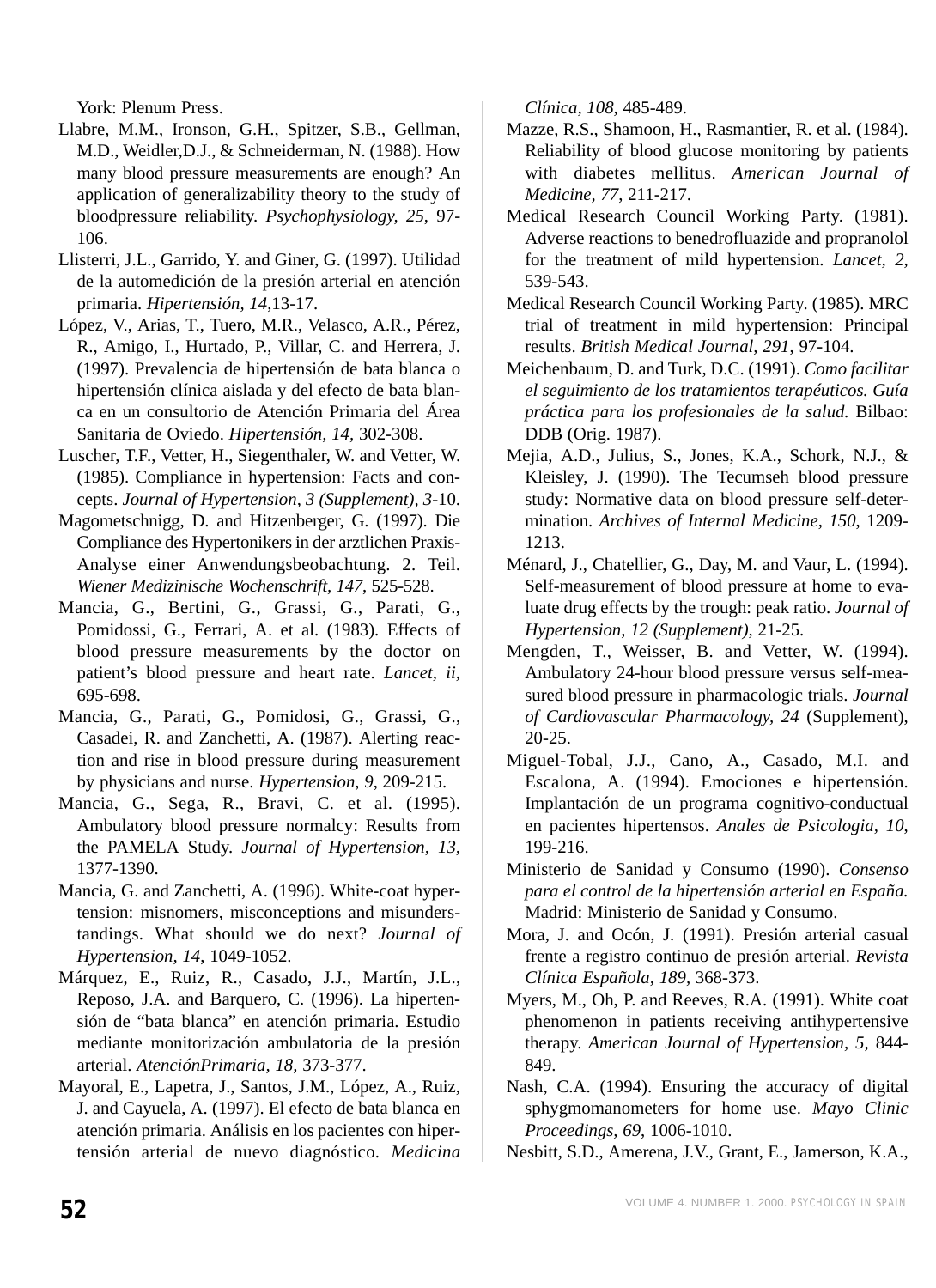York: Plenum Press.

Llabre, M.M., Ironson, G.H., Spitzer, S.B., Gellman, M.D., Weidler,D.J., & Schneiderman, N. (1988). How many blood pressure measurements are enough? An application of generalizability theory to the study of bloodpressure reliability. *Psychophysiology, 25*, 97-106.

Llisterri, J.L., Garrido, Y. and Giner, G. (1997). Utilidad de la automedición de la presión arterial en atención primaria. *Hipertensión, 14*,13-17.

López, V., Arias, T., Tuero, M.R., Velasco, A.R., Pérez, R., Amigo, I., Hurtado, P., Villar, C. and Herrera, J. (1997). Prevalencia de hipertensión de bata blanca o hipertensión clínica aislada y del efecto de bata blanca en un consultorio de Atención Primaria del Área Sanitaria de Oviedo. *Hipertensión, 14,* 302-308.

Luscher, T.F., Vetter, H., Siegenthaler, W. and Vetter, W. (1985). Compliance in hypertension: Facts and concepts. *Journal of Hypertension, 3 (Supplement), 3*-10.

Magometschnigg, D. and Hitzenberger, G. (1997). Die Compliance des Hypertonikers in der arztlichen Praxis-Analyse einer Anwendungsbeobachtung. 2. Teil. *Wiener Medizinische Wochenschrift, 147*, 525-528.

Mancia, G., Bertini, G., Grassi, G., Parati, G., Pomidossi, G., Ferrari, A. et al. (1983). Effects of blood pressure measurements by the doctor on patient's blood pressure and heart rate. *Lancet, ii*, 695-698.

Mancia, G., Parati, G., Pomidosi, G., Grassi, G., Casadei, R. and Zanchetti, A. (1987). Alerting reaction and rise in blood pressure during measurement by physicians and nurse. *Hypertension, 9*, 209-215.

Mancia, G., Sega, R., Bravi, C. et al. (1995). Ambulatory blood pressure normalcy: Results from the PAMELA Study. *Journal of Hypertension, 13,* 1377-1390.

Mancia, G. and Zanchetti, A. (1996). White-coat hypertension: misnomers, misconceptions and misunderstandings. What should we do next? *Journal of Hypertension, 14*, 1049-1052.

Márquez, E., Ruiz, R., Casado, J.J., Martín, J.L., Reposo, J.A. and Barquero, C. (1996). La hipertensión de "bata blanca" en atención primaria. Estudio mediante monitorización ambulatoria de la presión arterial. *AtenciónPrimaria, 18,* 373-377.

Mayoral, E., Lapetra, J., Santos, J.M., López, A., Ruiz, J. and Cayuela, A. (1997). El efecto de bata blanca en atención primaria. Análisis en los pacientes con hipertensión arterial de nuevo diagnóstico. *Medicina Clínica, 108,* 485-489.

Mazze, R.S., Shamoon, H., Rasmantier, R. et al. (1984). Reliability of blood glucose monitoring by patients with diabetes mellitus. *American Journal of Medicine, 77*, 211-217.

Medical Research Council Working Party. (1981). Adverse reactions to benedrofluazide and propranolol for the treatment of mild hypertension. *Lancet, 2,* 539-543.

Medical Research Council Working Party. (1985). MRC trial of treatment in mild hypertension: Principal results. *British Medical Journal, 291*, 97-104.

Meichenbaum, D. and Turk, D.C. (1991). *Como facilitar el seguimiento de los tratamientos terapéuticos. Guía práctica para los profesionales de la salud.* Bilbao: DDB (Orig. 1987).

Mejia, A.D., Julius, S., Jones, K.A., Schork, N.J., & Kleisley, J. (1990). The Tecumseh blood pressure study: Normative data on blood pressure self-determination. *Archives of Internal Medicine, 150*, 1209-1213.

Ménard, J., Chatellier, G., Day, M. and Vaur, L. (1994). Self-measurement of blood pressure at home to evaluate drug effects by the trough: peak ratio. *Journal of Hypertension, 12 (Supplement),* 21-25.

Mengden, T., Weisser, B. and Vetter, W. (1994). Ambulatory 24-hour blood pressure versus self-measured blood pressure in pharmacologic trials. *Journal of Cardiovascular Pharmacology, 24* (Supplement), 20-25.

Miguel-Tobal, J.J., Cano, A., Casado, M.I. and Escalona, A. (1994). Emociones e hipertensión. Implantación de un programa cognitivo-conductual en pacientes hipertensos. *Anales de Psicologia, 10*, 199-216.

Ministerio de Sanidad y Consumo (1990). *Consenso para el control de la hipertensión arterial en España.* Madrid: Ministerio de Sanidad y Consumo.

Mora, J. and Ocón, J. (1991). Presión arterial casual frente a registro continuo de presión arterial. *Revista Clínica Española, 189*, 368-373.

Myers, M., Oh, P. and Reeves, R.A. (1991). White coat phenomenon in patients receiving antihypertensive therapy. *American Journal of Hypertension, 5,* 844-849.

Nash, C.A. (1994). Ensuring the accuracy of digital sphygmomanometers for home use. *Mayo Clinic Proceedings, 69*, 1006-1010.

Nesbitt, S.D., Amerena, J.V., Grant, E., Jamerson, K.A.,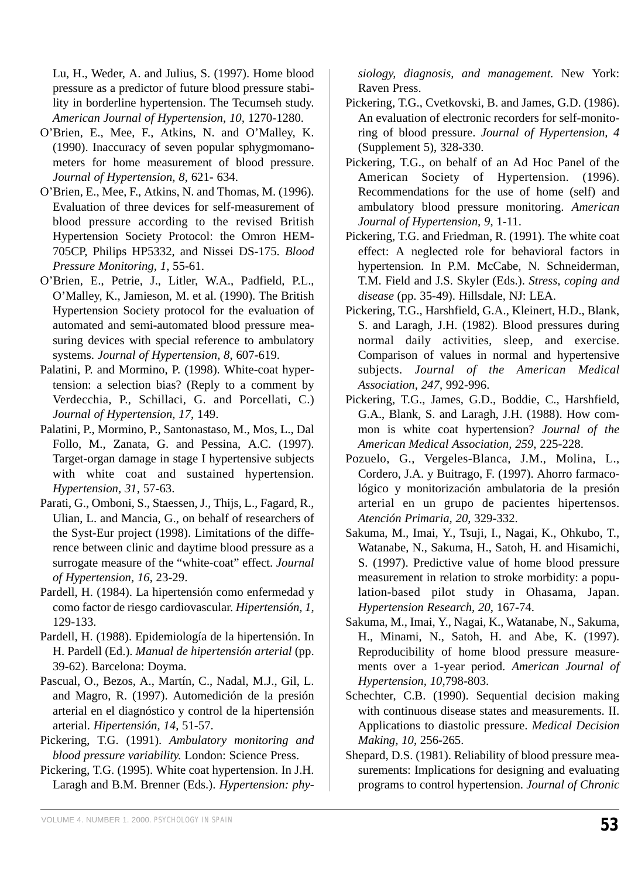Lu, H., Weder, A. and Julius, S. (1997). Home blood pressure as a predictor of future blood pressure stability in borderline hypertension. The Tecumseh study. *American Journal of Hypertension, 10,* 1270-1280.

O'Brien, E., Mee, F., Atkins, N. and O'Malley, K. (1990). Inaccuracy of seven popular sphygmomanometers for home measurement of blood pressure. *Journal of Hypertension, 8*, 621- 634.

O'Brien, E., Mee, F., Atkins, N. and Thomas, M. (1996). Evaluation of three devices for self-measurement of blood pressure according to the revised British Hypertension Society Protocol: the Omron HEM-705CP, Philips HP5332, and Nissei DS-175. *Blood Pressure Monitoring, 1,* 55-61.

O'Brien, E., Petrie, J., Litler, W.A., Padfield, P.L., O'Malley, K., Jamieson, M. et al. (1990). The British Hypertension Society protocol for the evaluation of automated and semi-automated blood pressure measuring devices with special reference to ambulatory systems. *Journal of Hypertension, 8*, 607-619.

Palatini, P. and Mormino, P. (1998). White-coat hypertension: a selection bias? (Reply to a comment by Verdecchia, P., Schillaci, G. and Porcellati, C.) *Journal of Hypertension, 17,* 149.

Palatini, P., Mormino, P., Santonastaso, M., Mos, L., Dal Follo, M., Zanata, G. and Pessina, A.C. (1997). Target-organ damage in stage I hypertensive subjects with white coat and sustained hypertension. *Hypertension, 31*, 57-63.

Parati, G., Omboni, S., Staessen, J., Thijs, L., Fagard, R., Ulian, L. and Mancia, G., on behalf of researchers of the Syst-Eur project (1998). Limitations of the difference between clinic and daytime blood pressure as a surrogate measure of the "white-coat" effect. *Journal of Hypertension, 16*, 23-29.

Pardell, H. (1984). La hipertensión como enfermedad y como factor de riesgo cardiovascular. *Hipertensión, 1*, 129-133.

Pardell, H. (1988). Epidemiología de la hipertensión. In H. Pardell (Ed.). *Manual de hipertensión arterial* (pp. 39-62). Barcelona: Doyma.

Pascual, O., Bezos, A., Martín, C., Nadal, M.J., Gil, L. and Magro, R. (1997). Automedición de la presión arterial en el diagnóstico y control de la hipertensión arterial. *Hipertensión, 14,* 51-57.

Pickering, T.G. (1991). *Ambulatory monitoring and blood pressure variability.* London: Science Press.

Pickering, T.G. (1995). White coat hypertension. In J.H. Laragh and B.M. Brenner (Eds.). *Hypertension: physiology, diagnosis, and management.* New York: Raven Press.

Pickering, T.G., Cvetkovski, B. and James, G.D. (1986). An evaluation of electronic recorders for self-monitoring of blood pressure. *Journal of Hypertension, 4* (Supplement 5), 328-330.

Pickering, T.G., on behalf of an Ad Hoc Panel of the American Society of Hypertension. (1996). Recommendations for the use of home (self) and ambulatory blood pressure monitoring. *American Journal of Hypertension, 9*, 1-11.

Pickering, T.G. and Friedman, R. (1991). The white coat effect: A neglected role for behavioral factors in hypertension. In P.M. McCabe, N. Schneiderman, T.M. Field and J.S. Skyler (Eds.). *Stress, coping and disease* (pp. 35-49). Hillsdale, NJ: LEA.

Pickering, T.G., Harshfield, G.A., Kleinert, H.D., Blank, S. and Laragh, J.H. (1982). Blood pressures during normal daily activities, sleep, and exercise. Comparison of values in normal and hypertensive subjects. *Journal of the American Medical Association, 247*, 992-996.

Pickering, T.G., James, G.D., Boddie, C., Harshfield, G.A., Blank, S. and Laragh, J.H. (1988). How common is white coat hypertension? *Journal of the American Medical Association, 259*, 225-228.

Pozuelo, G., Vergeles-Blanca, J.M., Molina, L., Cordero, J.A. y Buitrago, F. (1997). Ahorro farmacológico y monitorización ambulatoria de la presión arterial en un grupo de pacientes hipertensos. *Atención Primaria, 20*, 329-332.

Sakuma, M., Imai, Y., Tsuji, I., Nagai, K., Ohkubo, T., Watanabe, N., Sakuma, H., Satoh, H. and Hisamichi, S. (1997). Predictive value of home blood pressure measurement in relation to stroke morbidity: a population-based pilot study in Ohasama, Japan. *Hypertension Research, 20*, 167-74.

Sakuma, M., Imai, Y., Nagai, K., Watanabe, N., Sakuma, H., Minami, N., Satoh, H. and Abe, K. (1997). Reproducibility of home blood pressure measurements over a 1-year period. *American Journal of Hypertension, 10*,798-803.

Schechter, C.B. (1990). Sequential decision making with continuous disease states and measurements. II. Applications to diastolic pressure. *Medical Decision Making, 10*, 256-265.

Shepard, D.S. (1981). Reliability of blood pressure measurements: Implications for designing and evaluating programs to control hypertension. *Journal of Chronic*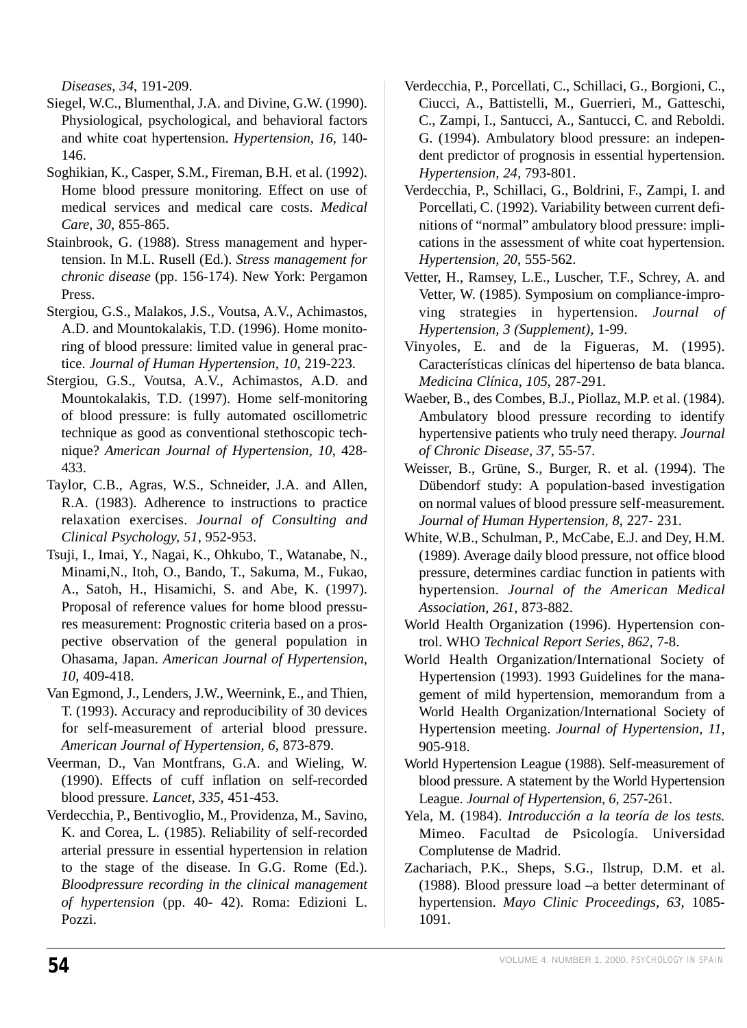*Diseases, 34*, 191-209.

Siegel, W.C., Blumenthal, J.A. and Divine, G.W. (1990). Physiological, psychological, and behavioral factors and white coat hypertension. *Hypertension, 16*, 140-146.

Soghikian, K., Casper, S.M., Fireman, B.H. et al. (1992). Home blood pressure monitoring. Effect on use of medical services and medical care costs. *Medical Care, 30*, 855-865.

Stainbrook, G. (1988). Stress management and hypertension. In M.L. Rusell (Ed.). *Stress management for chronic disease* (pp. 156-174). New York: Pergamon Press.

Stergiou, G.S., Malakos, J.S., Voutsa, A.V., Achimastos, A.D. and Mountokalakis, T.D. (1996). Home monitoring of blood pressure: limited value in general practice. *Journal of Human Hypertension, 10*, 219-223.

Stergiou, G.S., Voutsa, A.V., Achimastos, A.D. and Mountokalakis, T.D. (1997). Home self-monitoring of blood pressure: is fully automated oscillometric technique as good as conventional stethoscopic technique? *American Journal of Hypertension, 10*, 428-433.

Taylor, C.B., Agras, W.S., Schneider, J.A. and Allen, R.A. (1983). Adherence to instructions to practice relaxation exercises. *Journal of Consulting and Clinical Psychology, 51*, 952-953.

Tsuji, I., Imai, Y., Nagai, K., Ohkubo, T., Watanabe, N., Minami,N., Itoh, O., Bando, T., Sakuma, M., Fukao, A., Satoh, H., Hisamichi, S. and Abe, K. (1997). Proposal of reference values for home blood pressures measurement: Prognostic criteria based on a prospective observation of the general population in Ohasama, Japan. *American Journal of Hypertension, 10*, 409-418.

Van Egmond, J., Lenders, J.W., Weernink, E., and Thien, T. (1993). Accuracy and reproducibility of 30 devices for self-measurement of arterial blood pressure. *American Journal of Hypertension, 6*, 873-879.

Veerman, D., Van Montfrans, G.A. and Wieling, W. (1990). Effects of cuff inflation on self-recorded blood pressure. *Lancet, 335*, 451-453.

Verdecchia, P., Bentivoglio, M., Providenza, M., Savino, K. and Corea, L. (1985). Reliability of self-recorded arterial pressure in essential hypertension in relation to the stage of the disease. In G.G. Rome (Ed.). *Bloodpressure recording in the clinical management of hypertension* (pp. 40- 42). Roma: Edizioni L. Pozzi.

Verdecchia, P., Porcellati, C., Schillaci, G., Borgioni, C., Ciucci, A., Battistelli, M., Guerrieri, M., Gatteschi, C., Zampi, I., Santucci, A., Santucci, C. and Reboldi. G. (1994). Ambulatory blood pressure: an independent predictor of prognosis in essential hypertension. *Hypertension, 24*, 793-801.

Verdecchia, P., Schillaci, G., Boldrini, F., Zampi, I. and Porcellati, C. (1992). Variability between current definitions of "normal" ambulatory blood pressure: implications in the assessment of white coat hypertension. *Hypertension, 20*, 555-562.

Vetter, H., Ramsey, L.E., Luscher, T.F., Schrey, A. and Vetter, W. (1985). Symposium on compliance-improving strategies in hypertension. *Journal of Hypertension, 3 (Supplement)*, 1-99.

Vinyoles, E. and de la Figueras, M. (1995). Características clínicas del hipertenso de bata blanca. *Medicina Clínica, 105*, 287-291.

Waeber, B., des Combes, B.J., Piollaz, M.P. et al. (1984). Ambulatory blood pressure recording to identify hypertensive patients who truly need therapy. *Journal of Chronic Disease, 37*, 55-57.

Weisser, B., Grüne, S., Burger, R. et al. (1994). The Dübendorf study: A population-based investigation on normal values of blood pressure self-measurement. *Journal of Human Hypertension, 8*, 227- 231.

White, W.B., Schulman, P., McCabe, E.J. and Dey, H.M. (1989). Average daily blood pressure, not office blood pressure, determines cardiac function in patients with hypertension. *Journal of the American Medical Association, 261*, 873-882.

World Health Organization (1996). Hypertension control. WHO *Technical Report Series, 862*, 7-8.

World Health Organization/International Society of Hypertension (1993). 1993 Guidelines for the management of mild hypertension, memorandum from a World Health Organization/International Society of Hypertension meeting. *Journal of Hypertension, 11*, 905-918.

World Hypertension League (1988). Self-measurement of blood pressure. A statement by the World Hypertension League. *Journal of Hypertension, 6*, 257-261.

Yela, M. (1984). *Introducción a la teoría de los tests.* Mimeo. Facultad de Psicología. Universidad Complutense de Madrid.

Zachariach, P.K., Sheps, S.G., Ilstrup, D.M. et al. (1988). Blood pressure load –a better determinant of hypertension. *Mayo Clinic Proceedings, 63*, 1085-1091.